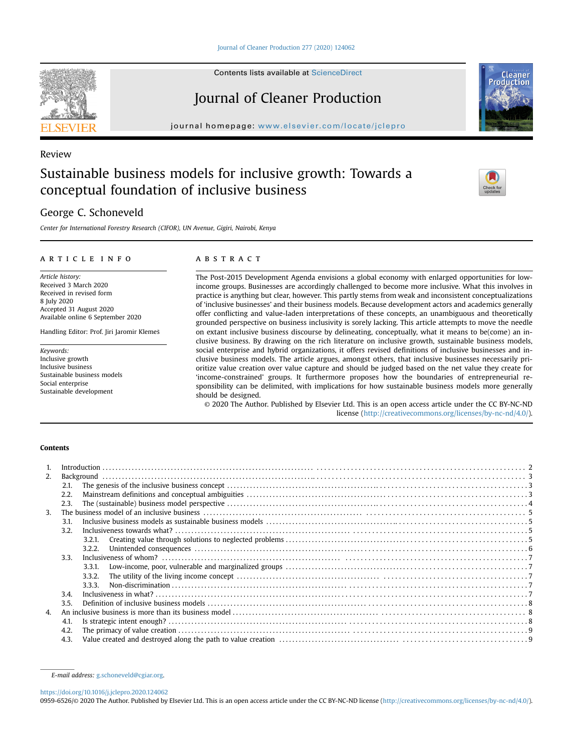Review

# Sustainable business models for inclusive growth: Towards a conceptual foundation of inclusive business

George C. Schoneveld

*Center for International Forestry Research (CIFOR), UN Avenue, Gigiri, Nairobi, Kenya*

## ARTICLE INFO

*Article history:*
Received 3 March 2020
Received in revised form
8 July 2020
Accepted 31 August 2020
Available online 6 September 2020

Handling Editor: Prof. Jiri Jaromir Klemeš

*Keywords:*
Inclusive growth
Inclusive business
Sustainable business models
Social enterprise
Sustainable development

## ABSTRACT

The Post-2015 Development Agenda envisions a global economy with enlarged opportunities for low-income groups. Businesses are accordingly challenged to become more inclusive. What this involves in practice is anything but clear, however. This partly stems from weak and inconsistent conceptualizations of 'inclusive businesses' and their business models. Because development actors and academics generally offer conflicting and value-laden interpretations of these concepts, an unambiguous and theoretically grounded perspective on business inclusivity is sorely lacking. This article attempts to move the needle on extant inclusive business discourse by delineating, conceptually, what it means to be(come) an inclusive business. By drawing on the rich literature on inclusive growth, sustainable business models, social enterprise and hybrid organizations, it offers revised definitions of inclusive businesses and inclusive business models. The article argues, amongst others, that inclusive businesses necessarily prioritize value creation over value capture and should be judged based on the net value they create for 'income-constrained' groups. It furthermore proposes how the boundaries of entrepreneurial responsibility can be delimited, with implications for how sustainable business models more generally should be designed.

© 2020 The Author. Published by Elsevier Ltd. This is an open access article under the CC BY-NC-ND license (http://creativecommons.org/licenses/by-nc-nd/4.0/).

## Contents

1. Introduction . . . 2
2. Background . . . 3
   - 2.1. The genesis of the inclusive business concept . . . 3
   - 2.2. Mainstream definitions and conceptual ambiguities . . . 3
   - 2.3. The (sustainable) business model perspective . . . 4
3. The business model of an inclusive business . . . 5
   - 3.1. Inclusive business models as sustainable business models . . . 5
   - 3.2. Inclusiveness towards what? . . . 5
     - 3.2.1. Creating value through solutions to neglected problems . . . 5
     - 3.2.2. Unintended consequences . . . 6
   - 3.3. Inclusiveness of whom? . . . 7
     - 3.3.1. Low-income, poor, vulnerable and marginalized groups . . . 7
     - 3.3.2. The utility of the living income concept . . . 7
     - 3.3.3. Non-discrimination . . . 7
   - 3.4. Inclusiveness in what? . . . 7
   - 3.5. Definition of inclusive business models . . . 8
4. An inclusive business is more than its business model . . . 8
   - 4.1. Is strategic intent enough? . . . 8
   - 4.2. The primacy of value creation . . . 9
   - 4.3. Value created and destroyed along the path to value creation . . . 9

---

*E-mail address:* g.schoneveld@cgiar.org.

https://doi.org/10.1016/j.jclepro.2020.124062
0959-6526/© 2020 The Author. Published by Elsevier Ltd. This is an open access article under the CC BY-NC-ND license (http://creativecommons.org/licenses/by-nc-nd/4.0/).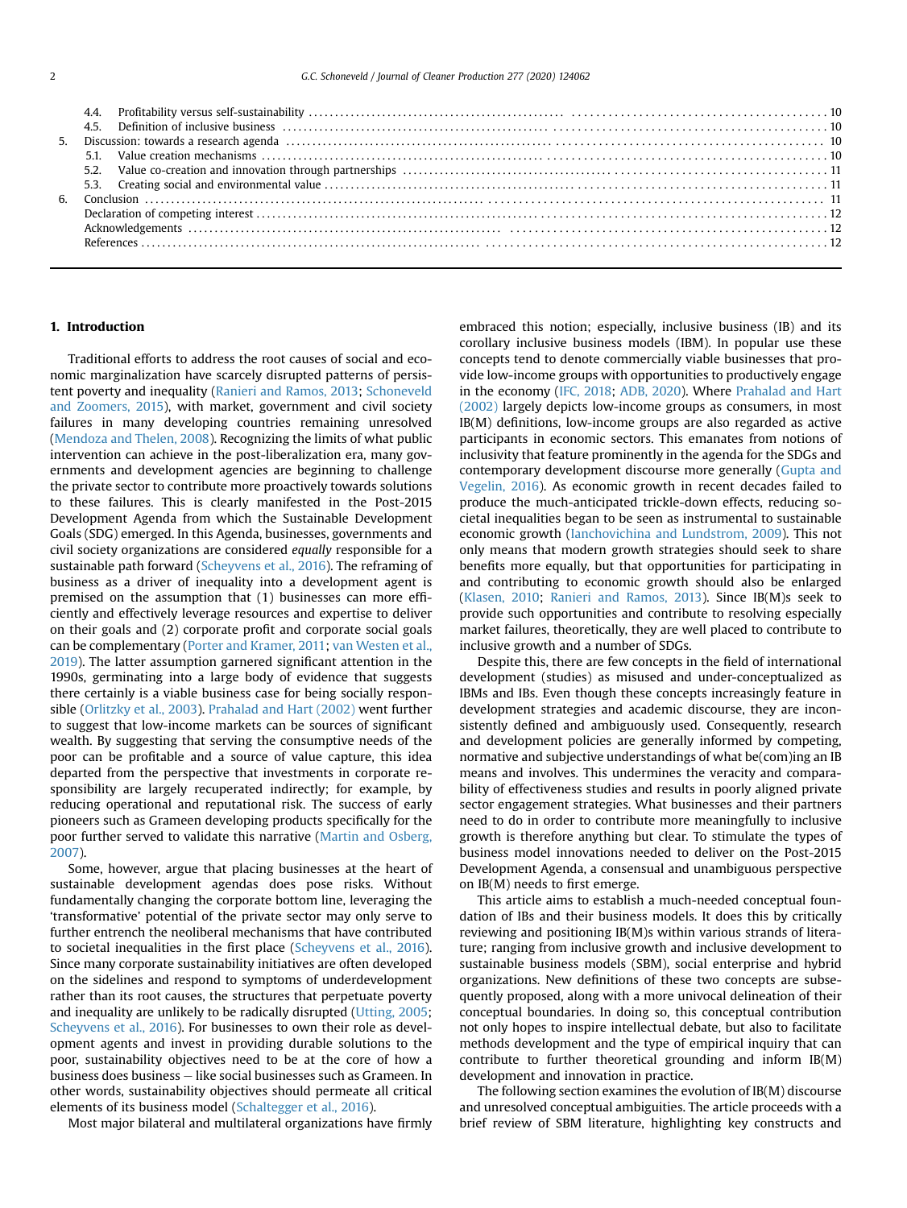4.4. Profitability versus self-sustainability . . . . . . . . . . 10
4.5. Definition of inclusive business . . . . . . . . . . 10
5. Discussion: towards a research agenda . . . . . . . . . . 10
5.1. Value creation mechanisms . . . . . . . . . . 10
5.2. Value co-creation and innovation through partnerships . . . . . . . . . . 11
5.3. Creating social and environmental value . . . . . . . . . . 11
6. Conclusion . . . . . . . . . . 11
Declaration of competing interest . . . . . . . . . . 12
Acknowledgements . . . . . . . . . . 12
References . . . . . . . . . . 12

## 1. Introduction

Traditional efforts to address the root causes of social and economic marginalization have scarcely disrupted patterns of persistent poverty and inequality (Ranieri and Ramos, 2013; Schoneveld and Zoomers, 2015), with market, government and civil society failures in many developing countries remaining unresolved (Mendoza and Thelen, 2008). Recognizing the limits of what public intervention can achieve in the post-liberalization era, many governments and development agencies are beginning to challenge the private sector to contribute more proactively towards solutions to these failures. This is clearly manifested in the Post-2015 Development Agenda from which the Sustainable Development Goals (SDG) emerged. In this Agenda, businesses, governments and civil society organizations are considered *equally* responsible for a sustainable path forward (Scheyvens et al., 2016). The reframing of business as a driver of inequality into a development agent is premised on the assumption that (1) businesses can more efficiently and effectively leverage resources and expertise to deliver on their goals and (2) corporate profit and corporate social goals can be complementary (Porter and Kramer, 2011; van Westen et al., 2019). The latter assumption garnered significant attention in the 1990s, germinating into a large body of evidence that suggests there certainly is a viable business case for being socially responsible (Orlitzky et al., 2003). Prahalad and Hart (2002) went further to suggest that low-income markets can be sources of significant wealth. By suggesting that serving the consumptive needs of the poor can be profitable and a source of value capture, this idea departed from the perspective that investments in corporate responsibility are largely recuperated indirectly; for example, by reducing operational and reputational risk. The success of early pioneers such as Grameen developing products specifically for the poor further served to validate this narrative (Martin and Osberg, 2007).

Some, however, argue that placing businesses at the heart of sustainable development agendas does pose risks. Without fundamentally changing the corporate bottom line, leveraging the 'transformative' potential of the private sector may only serve to further entrench the neoliberal mechanisms that have contributed to societal inequalities in the first place (Scheyvens et al., 2016). Since many corporate sustainability initiatives are often developed on the sidelines and respond to symptoms of underdevelopment rather than its root causes, the structures that perpetuate poverty and inequality are unlikely to be radically disrupted (Utting, 2005; Scheyvens et al., 2016). For businesses to own their role as development agents and invest in providing durable solutions to the poor, sustainability objectives need to be at the core of how a business does business – like social businesses such as Grameen. In other words, sustainability objectives should permeate all critical elements of its business model (Schaltegger et al., 2016).

Most major bilateral and multilateral organizations have firmly embraced this notion; especially, inclusive business (IB) and its corollary inclusive business models (IBM). In popular use these concepts tend to denote commercially viable businesses that provide low-income groups with opportunities to productively engage in the economy (IFC, 2018; ADB, 2020). Where Prahalad and Hart (2002) largely depicts low-income groups as consumers, in most IB(M) definitions, low-income groups are also regarded as active participants in economic sectors. This emanates from notions of inclusivity that feature prominently in the agenda for the SDGs and contemporary development discourse more generally (Gupta and Vegelin, 2016). As economic growth in recent decades failed to produce the much-anticipated trickle-down effects, reducing societal inequalities began to be seen as instrumental to sustainable economic growth (Ianchovichina and Lundstrom, 2009). This not only means that modern growth strategies should seek to share benefits more equally, but that opportunities for participating in and contributing to economic growth should also be enlarged (Klasen, 2010; Ranieri and Ramos, 2013). Since IB(M)s seek to provide such opportunities and contribute to resolving especially market failures, theoretically, they are well placed to contribute to inclusive growth and a number of SDGs.

Despite this, there are few concepts in the field of international development (studies) as misused and under-conceptualized as IBMs and IBs. Even though these concepts increasingly feature in development strategies and academic discourse, they are inconsistently defined and ambiguously used. Consequently, research and development policies are generally informed by competing, normative and subjective understandings of what be(com)ing an IB means and involves. This undermines the veracity and comparability of effectiveness studies and results in poorly aligned private sector engagement strategies. What businesses and their partners need to do in order to contribute more meaningfully to inclusive growth is therefore anything but clear. To stimulate the types of business model innovations needed to deliver on the Post-2015 Development Agenda, a consensual and unambiguous perspective on IB(M) needs to first emerge.

This article aims to establish a much-needed conceptual foundation of IBs and their business models. It does this by critically reviewing and positioning IB(M)s within various strands of literature; ranging from inclusive growth and inclusive development to sustainable business models (SBM), social enterprise and hybrid organizations. New definitions of these two concepts are subsequently proposed, along with a more univocal delineation of their conceptual boundaries. In doing so, this conceptual contribution not only hopes to inspire intellectual debate, but also to facilitate methods development and the type of empirical inquiry that can contribute to further theoretical grounding and inform IB(M) development and innovation in practice.

The following section examines the evolution of IB(M) discourse and unresolved conceptual ambiguities. The article proceeds with a brief review of SBM literature, highlighting key constructs and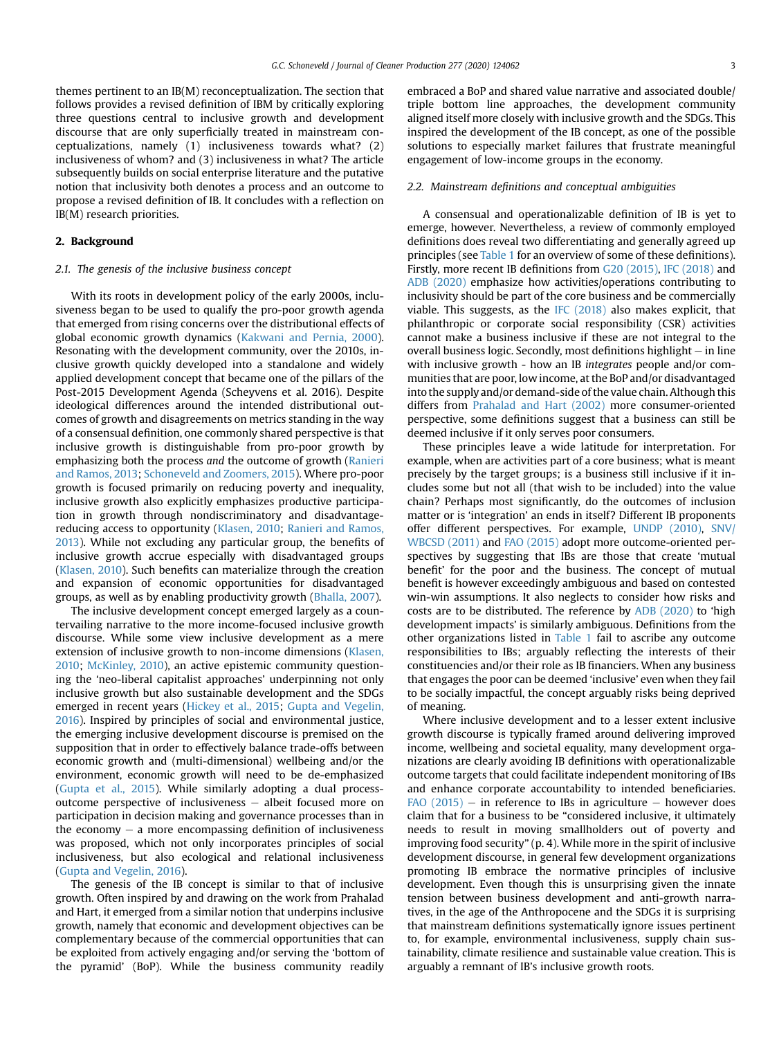themes pertinent to an IB(M) reconceptualization. The section that follows provides a revised definition of IBM by critically exploring three questions central to inclusive growth and development discourse that are only superficially treated in mainstream conceptualizations, namely (1) inclusiveness towards what? (2) inclusiveness of whom? and (3) inclusiveness in what? The article subsequently builds on social enterprise literature and the putative notion that inclusivity both denotes a process and an outcome to propose a revised definition of IB. It concludes with a reflection on IB(M) research priorities.

## 2. Background

### 2.1. The genesis of the inclusive business concept

With its roots in development policy of the early 2000s, inclusiveness began to be used to qualify the pro-poor growth agenda that emerged from rising concerns over the distributional effects of global economic growth dynamics (Kakwani and Pernia, 2000). Resonating with the development community, over the 2010s, inclusive growth quickly developed into a standalone and widely applied development concept that became one of the pillars of the Post-2015 Development Agenda (Scheyvens et al. 2016). Despite ideological differences around the intended distributional outcomes of growth and disagreements on metrics standing in the way of a consensual definition, one commonly shared perspective is that inclusive growth is distinguishable from pro-poor growth by emphasizing both the process *and* the outcome of growth (Ranieri and Ramos, 2013; Schoneveld and Zoomers, 2015). Where pro-poor growth is focused primarily on reducing poverty and inequality, inclusive growth also explicitly emphasizes productive participation in growth through nondiscriminatory and disadvantage-reducing access to opportunity (Klasen, 2010; Ranieri and Ramos, 2013). While not excluding any particular group, the benefits of inclusive growth accrue especially with disadvantaged groups (Klasen, 2010). Such benefits can materialize through the creation and expansion of economic opportunities for disadvantaged groups, as well as by enabling productivity growth (Bhalla, 2007).

The inclusive development concept emerged largely as a countervailing narrative to the more income-focused inclusive growth discourse. While some view inclusive development as a mere extension of inclusive growth to non-income dimensions (Klasen, 2010; McKinley, 2010), an active epistemic community questioning the 'neo-liberal capitalist approaches' underpinning not only inclusive growth but also sustainable development and the SDGs emerged in recent years (Hickey et al., 2015; Gupta and Vegelin, 2016). Inspired by principles of social and environmental justice, the emerging inclusive development discourse is premised on the supposition that in order to effectively balance trade-offs between economic growth and (multi-dimensional) wellbeing and/or the environment, economic growth will need to be de-emphasized (Gupta et al., 2015). While similarly adopting a dual process-outcome perspective of inclusiveness – albeit focused more on participation in decision making and governance processes than in the economy – a more encompassing definition of inclusiveness was proposed, which not only incorporates principles of social inclusiveness, but also ecological and relational inclusiveness (Gupta and Vegelin, 2016).

The genesis of the IB concept is similar to that of inclusive growth. Often inspired by and drawing on the work from Prahalad and Hart, it emerged from a similar notion that underpins inclusive growth, namely that economic and development objectives can be complementary because of the commercial opportunities that can be exploited from actively engaging and/or serving the 'bottom of the pyramid' (BoP). While the business community readily embraced a BoP and shared value narrative and associated double/triple bottom line approaches, the development community aligned itself more closely with inclusive growth and the SDGs. This inspired the development of the IB concept, as one of the possible solutions to especially market failures that frustrate meaningful engagement of low-income groups in the economy.

### 2.2. Mainstream definitions and conceptual ambiguities

A consensual and operationalizable definition of IB is yet to emerge, however. Nevertheless, a review of commonly employed definitions does reveal two differentiating and generally agreed up principles (see Table 1 for an overview of some of these definitions). Firstly, more recent IB definitions from G20 (2015), IFC (2018) and ADB (2020) emphasize how activities/operations contributing to inclusivity should be part of the core business and be commercially viable. This suggests, as the IFC (2018) also makes explicit, that philanthropic or corporate social responsibility (CSR) activities cannot make a business inclusive if these are not integral to the overall business logic. Secondly, most definitions highlight – in line with inclusive growth - how an IB *integrates* people and/or communities that are poor, low income, at the BoP and/or disadvantaged into the supply and/or demand-side of the value chain. Although this differs from Prahalad and Hart (2002) more consumer-oriented perspective, some definitions suggest that a business can still be deemed inclusive if it only serves poor consumers.

These principles leave a wide latitude for interpretation. For example, when are activities part of a core business; what is meant precisely by the target groups; is a business still inclusive if it includes some but not all (that wish to be included) into the value chain? Perhaps most significantly, do the outcomes of inclusion matter or is 'integration' an ends in itself? Different IB proponents offer different perspectives. For example, UNDP (2010), SNV/WBCSD (2011) and FAO (2015) adopt more outcome-oriented perspectives by suggesting that IBs are those that create 'mutual benefit' for the poor and the business. The concept of mutual benefit is however exceedingly ambiguous and based on contested win-win assumptions. It also neglects to consider how risks and costs are to be distributed. The reference by ADB (2020) to 'high development impacts' is similarly ambiguous. Definitions from the other organizations listed in Table 1 fail to ascribe any outcome responsibilities to IBs; arguably reflecting the interests of their constituencies and/or their role as IB financiers. When any business that engages the poor can be deemed 'inclusive' even when they fail to be socially impactful, the concept arguably risks being deprived of meaning.

Where inclusive development and to a lesser extent inclusive growth discourse is typically framed around delivering improved income, wellbeing and societal equality, many development organizations are clearly avoiding IB definitions with operationalizable outcome targets that could facilitate independent monitoring of IBs and enhance corporate accountability to intended beneficiaries. FAO (2015) – in reference to IBs in agriculture – however does claim that for a business to be "considered inclusive, it ultimately needs to result in moving smallholders out of poverty and improving food security" (p. 4). While more in the spirit of inclusive development discourse, in general few development organizations promoting IB embrace the normative principles of inclusive development. Even though this is unsurprising given the innate tension between business development and anti-growth narratives, in the age of the Anthropocene and the SDGs it is surprising that mainstream definitions systematically ignore issues pertinent to, for example, environmental inclusiveness, supply chain sustainability, climate resilience and sustainable value creation. This is arguably a remnant of IB's inclusive growth roots.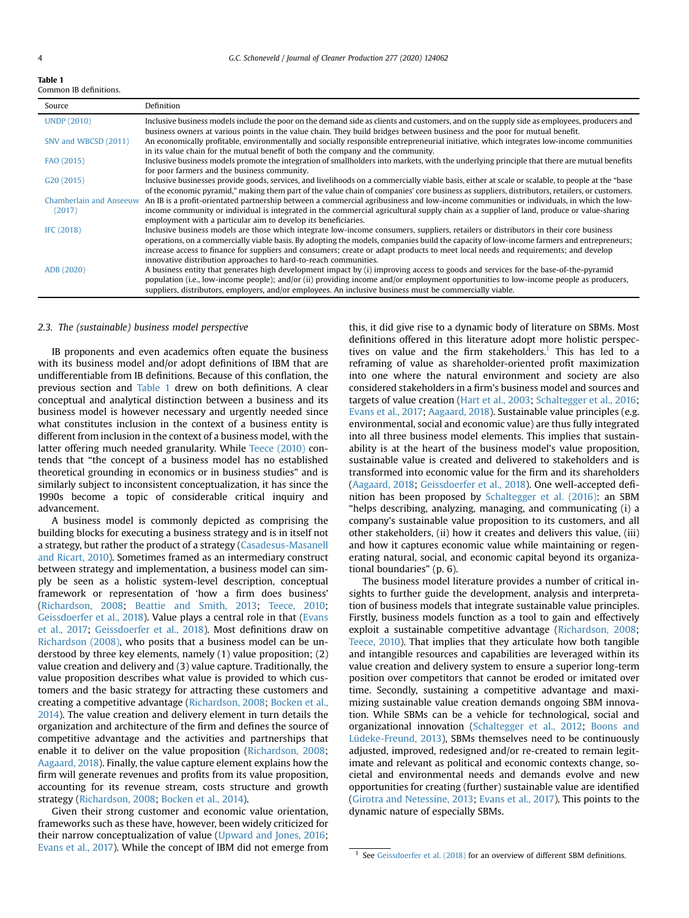**Table 1**
Common IB definitions.

| Source | Definition |
|---|---|
| UNDP (2010) | Inclusive business models include the poor on the demand side as clients and customers, and on the supply side as employees, producers and business owners at various points in the value chain. They build bridges between business and the poor for mutual benefit. |
| SNV and WBCSD (2011) | An economically profitable, environmentally and socially responsible entrepreneurial initiative, which integrates low-income communities in its value chain for the mutual benefit of both the company and the community. |
| FAO (2015) | Inclusive business models promote the integration of smallholders into markets, with the underlying principle that there are mutual benefits for poor farmers and the business community. |
| G20 (2015) | Inclusive businesses provide goods, services, and livelihoods on a commercially viable basis, either at scale or scalable, to people at the "base of the economic pyramid," making them part of the value chain of companies' core business as suppliers, distributors, retailers, or customers. |
| Chamberlain and Anseeuw (2017) | An IB is a profit-orientated partnership between a commercial agribusiness and low-income communities or individuals, in which the low-income community or individual is integrated in the commercial agricultural supply chain as a supplier of land, produce or value-sharing employment with a particular aim to develop its beneficiaries. |
| IFC (2018) | Inclusive business models are those which integrate low-income consumers, suppliers, retailers or distributors in their core business operations, on a commercially viable basis. By adopting the models, companies build the capacity of low-income farmers and entrepreneurs; increase access to finance for suppliers and consumers; create or adapt products to meet local needs and requirements; and develop innovative distribution approaches to hard-to-reach communities. |
| ADB (2020) | A business entity that generates high development impact by (i) improving access to goods and services for the base-of-the-pyramid population (i.e., low-income people); and/or (ii) providing income and/or employment opportunities to low-income people as producers, suppliers, distributors, employers, and/or employees. An inclusive business must be commercially viable. |

### 2.3. The (sustainable) business model perspective

IB proponents and even academics often equate the business with its business model and/or adopt definitions of IBM that are undifferentiable from IB definitions. Because of this conflation, the previous section and Table 1 drew on both definitions. A clear conceptual and analytical distinction between a business and its business model is however necessary and urgently needed since what constitutes inclusion in the context of a business entity is different from inclusion in the context of a business model, with the latter offering much needed granularity. While Teece (2010) contends that "the concept of a business model has no established theoretical grounding in economics or in business studies" and is similarly subject to inconsistent conceptualization, it has since the 1990s become a topic of considerable critical inquiry and advancement.

A business model is commonly depicted as comprising the building blocks for executing a business strategy and is in itself not a strategy, but rather the product of a strategy (Casadesus-Masanell and Ricart, 2010). Sometimes framed as an intermediary construct between strategy and implementation, a business model can simply be seen as a holistic system-level description, conceptual framework or representation of 'how a firm does business' (Richardson, 2008; Beattie and Smith, 2013; Teece, 2010; Geissdoerfer et al., 2018). Value plays a central role in that (Evans et al., 2017; Geissdoerfer et al., 2018). Most definitions draw on Richardson (2008), who posits that a business model can be understood by three key elements, namely (1) value proposition; (2) value creation and delivery and (3) value capture. Traditionally, the value proposition describes what value is provided to which customers and the basic strategy for attracting these customers and creating a competitive advantage (Richardson, 2008; Bocken et al., 2014). The value creation and delivery element in turn details the organization and architecture of the firm and defines the source of competitive advantage and the activities and partnerships that enable it to deliver on the value proposition (Richardson, 2008; Aagaard, 2018). Finally, the value capture element explains how the firm will generate revenues and profits from its value proposition, accounting for its revenue stream, costs structure and growth strategy (Richardson, 2008; Bocken et al., 2014).

Given their strong customer and economic value orientation, frameworks such as these have, however, been widely criticized for their narrow conceptualization of value (Upward and Jones, 2016; Evans et al., 2017). While the concept of IBM did not emerge from this, it did give rise to a dynamic body of literature on SBMs. Most definitions offered in this literature adopt more holistic perspectives on value and the firm stakeholders.[1] This has led to a reframing of value as shareholder-oriented profit maximization into one where the natural environment and society are also considered stakeholders in a firm's business model and sources and targets of value creation (Hart et al., 2003; Schaltegger et al., 2016; Evans et al., 2017; Aagaard, 2018). Sustainable value principles (e.g. environmental, social and economic value) are thus fully integrated into all three business model elements. This implies that sustainability is at the heart of the business model's value proposition, sustainable value is created and delivered to stakeholders and is transformed into economic value for the firm and its shareholders (Aagaard, 2018; Geissdoerfer et al., 2018). One well-accepted definition has been proposed by Schaltegger et al. (2016): an SBM "helps describing, analyzing, managing, and communicating (i) a company's sustainable value proposition to its customers, and all other stakeholders, (ii) how it creates and delivers this value, (iii) and how it captures economic value while maintaining or regenerating natural, social, and economic capital beyond its organizational boundaries" (p. 6).

The business model literature provides a number of critical insights to further guide the development, analysis and interpretation of business models that integrate sustainable value principles. Firstly, business models function as a tool to gain and effectively exploit a sustainable competitive advantage (Richardson, 2008; Teece, 2010). That implies that they articulate how both tangible and intangible resources and capabilities are leveraged within its value creation and delivery system to ensure a superior long-term position over competitors that cannot be eroded or imitated over time. Secondly, sustaining a competitive advantage and maximizing sustainable value creation demands ongoing SBM innovation. While SBMs can be a vehicle for technological, social and organizational innovation (Schaltegger et al., 2012; Boons and Lüdeke-Freund, 2013), SBMs themselves need to be continuously adjusted, improved, redesigned and/or re-created to remain legitimate and relevant as political and economic contexts change, societal and environmental needs and demands evolve and new opportunities for creating (further) sustainable value are identified (Girotra and Netessine, 2013; Evans et al., 2017). This points to the dynamic nature of especially SBMs.

[1] See Geissdoerfer et al. (2018) for an overview of different SBM definitions.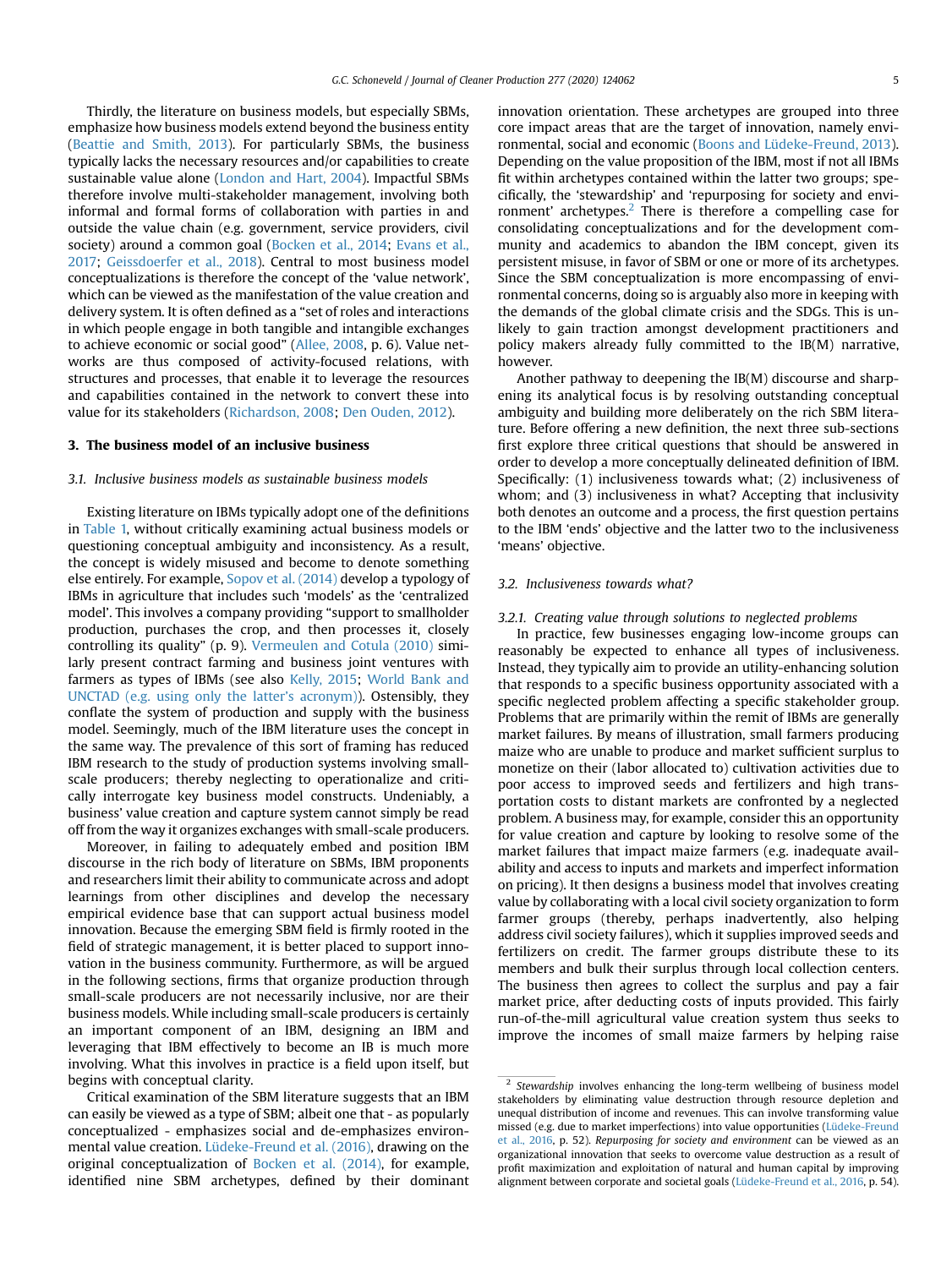Thirdly, the literature on business models, but especially SBMs, emphasize how business models extend beyond the business entity (Beattie and Smith, 2013). For particularly SBMs, the business typically lacks the necessary resources and/or capabilities to create sustainable value alone (London and Hart, 2004). Impactful SBMs therefore involve multi-stakeholder management, involving both informal and formal forms of collaboration with parties in and outside the value chain (e.g. government, service providers, civil society) around a common goal (Bocken et al., 2014; Evans et al., 2017; Geissdoerfer et al., 2018). Central to most business model conceptualizations is therefore the concept of the 'value network', which can be viewed as the manifestation of the value creation and delivery system. It is often defined as a "set of roles and interactions in which people engage in both tangible and intangible exchanges to achieve economic or social good" (Allee, 2008, p. 6). Value networks are thus composed of activity-focused relations, with structures and processes, that enable it to leverage the resources and capabilities contained in the network to convert these into value for its stakeholders (Richardson, 2008; Den Ouden, 2012).

## 3. The business model of an inclusive business

### 3.1. Inclusive business models as sustainable business models

Existing literature on IBMs typically adopt one of the definitions in Table 1, without critically examining actual business models or questioning conceptual ambiguity and inconsistency. As a result, the concept is widely misused and become to denote something else entirely. For example, Sopov et al. (2014) develop a typology of IBMs in agriculture that includes such 'models' as the 'centralized model'. This involves a company providing "support to smallholder production, purchases the crop, and then processes it, closely controlling its quality" (p. 9). Vermeulen and Cotula (2010) similarly present contract farming and business joint ventures with farmers as types of IBMs (see also Kelly, 2015; World Bank and UNCTAD (e.g. using only the latter's acronym)). Ostensibly, they conflate the system of production and supply with the business model. Seemingly, much of the IBM literature uses the concept in the same way. The prevalence of this sort of framing has reduced IBM research to the study of production systems involving small-scale producers; thereby neglecting to operationalize and critically interrogate key business model constructs. Undeniably, a business' value creation and capture system cannot simply be read off from the way it organizes exchanges with small-scale producers.

Moreover, in failing to adequately embed and position IBM discourse in the rich body of literature on SBMs, IBM proponents and researchers limit their ability to communicate across and adopt learnings from other disciplines and develop the necessary empirical evidence base that can support actual business model innovation. Because the emerging SBM field is firmly rooted in the field of strategic management, it is better placed to support innovation in the business community. Furthermore, as will be argued in the following sections, firms that organize production through small-scale producers are not necessarily inclusive, nor are their business models. While including small-scale producers is certainly an important component of an IBM, designing an IBM and leveraging that IBM effectively to become an IB is much more involving. What this involves in practice is a field upon itself, but begins with conceptual clarity.

Critical examination of the SBM literature suggests that an IBM can easily be viewed as a type of SBM; albeit one that - as popularly conceptualized - emphasizes social and de-emphasizes environmental value creation. Lüdeke-Freund et al. (2016), drawing on the original conceptualization of Bocken et al. (2014), for example, identified nine SBM archetypes, defined by their dominant innovation orientation. These archetypes are grouped into three core impact areas that are the target of innovation, namely environmental, social and economic (Boons and Lüdeke-Freund, 2013). Depending on the value proposition of the IBM, most if not all IBMs fit within archetypes contained within the latter two groups; specifically, the 'stewardship' and 'repurposing for society and environment' archetypes.[2] There is therefore a compelling case for consolidating conceptualizations and for the development community and academics to abandon the IBM concept, given its persistent misuse, in favor of SBM or one or more of its archetypes. Since the SBM conceptualization is more encompassing of environmental concerns, doing so is arguably also more in keeping with the demands of the global climate crisis and the SDGs. This is unlikely to gain traction amongst development practitioners and policy makers already fully committed to the IB(M) narrative, however.

Another pathway to deepening the IB(M) discourse and sharpening its analytical focus is by resolving outstanding conceptual ambiguity and building more deliberately on the rich SBM literature. Before offering a new definition, the next three sub-sections first explore three critical questions that should be answered in order to develop a more conceptually delineated definition of IBM. Specifically: (1) inclusiveness towards what; (2) inclusiveness of whom; and (3) inclusiveness in what? Accepting that inclusivity both denotes an outcome and a process, the first question pertains to the IBM 'ends' objective and the latter two to the inclusiveness 'means' objective.

### 3.2. Inclusiveness towards what?

#### 3.2.1. Creating value through solutions to neglected problems

In practice, few businesses engaging low-income groups can reasonably be expected to enhance all types of inclusiveness. Instead, they typically aim to provide an utility-enhancing solution that responds to a specific business opportunity associated with a specific neglected problem affecting a specific stakeholder group. Problems that are primarily within the remit of IBMs are generally market failures. By means of illustration, small farmers producing maize who are unable to produce and market sufficient surplus to monetize on their (labor allocated to) cultivation activities due to poor access to improved seeds and fertilizers and high transportation costs to distant markets are confronted by a neglected problem. A business may, for example, consider this an opportunity for value creation and capture by looking to resolve some of the market failures that impact maize farmers (e.g. inadequate availability and access to inputs and markets and imperfect information on pricing). It then designs a business model that involves creating value by collaborating with a local civil society organization to form farmer groups (thereby, perhaps inadvertently, also helping address civil society failures), which it supplies improved seeds and fertilizers on credit. The farmer groups distribute these to its members and bulk their surplus through local collection centers. The business then agrees to collect the surplus and pay a fair market price, after deducting costs of inputs provided. This fairly run-of-the-mill agricultural value creation system thus seeks to improve the incomes of small maize farmers by helping raise

[2] *Stewardship* involves enhancing the long-term wellbeing of business model stakeholders by eliminating value destruction through resource depletion and unequal distribution of income and revenues. This can involve transforming value missed (e.g. due to market imperfections) into value opportunities (Lüdeke-Freund et al., 2016, p. 52). *Repurposing for society and environment* can be viewed as an organizational innovation that seeks to overcome value destruction as a result of profit maximization and exploitation of natural and human capital by improving alignment between corporate and societal goals (Lüdeke-Freund et al., 2016, p. 54).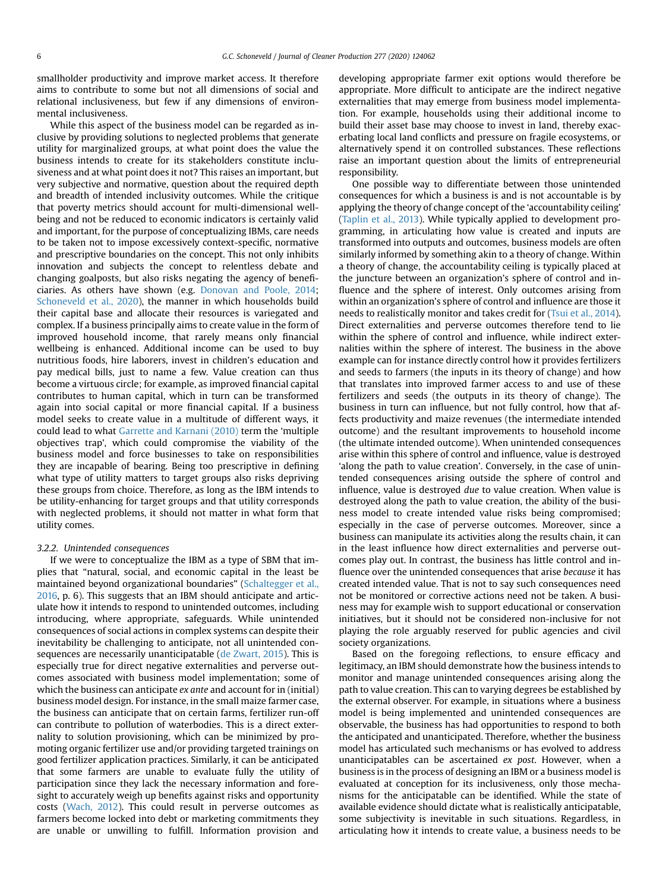smallholder productivity and improve market access. It therefore aims to contribute to some but not all dimensions of social and relational inclusiveness, but few if any dimensions of environmental inclusiveness.

While this aspect of the business model can be regarded as inclusive by providing solutions to neglected problems that generate utility for marginalized groups, at what point does the value the business intends to create for its stakeholders constitute inclusiveness and at what point does it not? This raises an important, but very subjective and normative, question about the required depth and breadth of intended inclusivity outcomes. While the critique that poverty metrics should account for multi-dimensional wellbeing and not be reduced to economic indicators is certainly valid and important, for the purpose of conceptualizing IBMs, care needs to be taken not to impose excessively context-specific, normative and prescriptive boundaries on the concept. This not only inhibits innovation and subjects the concept to relentless debate and changing goalposts, but also risks negating the agency of beneficiaries. As others have shown (e.g. Donovan and Poole, 2014; Schoneveld et al., 2020), the manner in which households build their capital base and allocate their resources is variegated and complex. If a business principally aims to create value in the form of improved household income, that rarely means only financial wellbeing is enhanced. Additional income can be used to buy nutritious foods, hire laborers, invest in children's education and pay medical bills, just to name a few. Value creation can thus become a virtuous circle; for example, as improved financial capital contributes to human capital, which in turn can be transformed again into social capital or more financial capital. If a business model seeks to create value in a multitude of different ways, it could lead to what Garrette and Karnani (2010) term the 'multiple objectives trap', which could compromise the viability of the business model and force businesses to take on responsibilities they are incapable of bearing. Being too prescriptive in defining what type of utility matters to target groups also risks depriving these groups from choice. Therefore, as long as the IBM intends to be utility-enhancing for target groups and that utility corresponds with neglected problems, it should not matter in what form that utility comes.

#### 3.2.2. Unintended consequences

If we were to conceptualize the IBM as a type of SBM that implies that "natural, social, and economic capital in the least be maintained beyond organizational boundaries" (Schaltegger et al., 2016, p. 6). This suggests that an IBM should anticipate and articulate how it intends to respond to unintended outcomes, including introducing, where appropriate, safeguards. While unintended consequences of social actions in complex systems can despite their inevitability be challenging to anticipate, not all unintended consequences are necessarily unanticipatable (de Zwart, 2015). This is especially true for direct negative externalities and perverse outcomes associated with business model implementation; some of which the business can anticipate *ex ante* and account for in (initial) business model design. For instance, in the small maize farmer case, the business can anticipate that on certain farms, fertilizer run-off can contribute to pollution of waterbodies. This is a direct externality to solution provisioning, which can be minimized by promoting organic fertilizer use and/or providing targeted trainings on good fertilizer application practices. Similarly, it can be anticipated that some farmers are unable to evaluate fully the utility of participation since they lack the necessary information and foresight to accurately weigh up benefits against risks and opportunity costs (Wach, 2012). This could result in perverse outcomes as farmers become locked into debt or marketing commitments they are unable or unwilling to fulfill. Information provision and developing appropriate farmer exit options would therefore be appropriate. More difficult to anticipate are the indirect negative externalities that may emerge from business model implementation. For example, households using their additional income to build their asset base may choose to invest in land, thereby exacerbating local land conflicts and pressure on fragile ecosystems, or alternatively spend it on controlled substances. These reflections raise an important question about the limits of entrepreneurial responsibility.

One possible way to differentiate between those unintended consequences for which a business is and is not accountable is by applying the theory of change concept of the 'accountability ceiling' (Taplin et al., 2013). While typically applied to development programming, in articulating how value is created and inputs are transformed into outputs and outcomes, business models are often similarly informed by something akin to a theory of change. Within a theory of change, the accountability ceiling is typically placed at the juncture between an organization's sphere of control and influence and the sphere of interest. Only outcomes arising from within an organization's sphere of control and influence are those it needs to realistically monitor and takes credit for (Tsui et al., 2014). Direct externalities and perverse outcomes therefore tend to lie within the sphere of control and influence, while indirect externalities within the sphere of interest. The business in the above example can for instance directly control how it provides fertilizers and seeds to farmers (the inputs in its theory of change) and how that translates into improved farmer access to and use of these fertilizers and seeds (the outputs in its theory of change). The business in turn can influence, but not fully control, how that affects productivity and maize revenues (the intermediate intended outcome) and the resultant improvements to household income (the ultimate intended outcome). When unintended consequences arise within this sphere of control and influence, value is destroyed 'along the path to value creation'. Conversely, in the case of unintended consequences arising outside the sphere of control and influence, value is destroyed *due* to value creation. When value is destroyed along the path to value creation, the ability of the business model to create intended value risks being compromised; especially in the case of perverse outcomes. Moreover, since a business can manipulate its activities along the results chain, it can in the least influence how direct externalities and perverse outcomes play out. In contrast, the business has little control and influence over the unintended consequences that arise *because* it has created intended value. That is not to say such consequences need not be monitored or corrective actions need not be taken. A business may for example wish to support educational or conservation initiatives, but it should not be considered non-inclusive for not playing the role arguably reserved for public agencies and civil society organizations.

Based on the foregoing reflections, to ensure efficacy and legitimacy, an IBM should demonstrate how the business intends to monitor and manage unintended consequences arising along the path to value creation. This can to varying degrees be established by the external observer. For example, in situations where a business model is being implemented and unintended consequences are observable, the business has had opportunities to respond to both the anticipated and unanticipated. Therefore, whether the business model has articulated such mechanisms or has evolved to address unanticipatables can be ascertained *ex post*. However, when a business is in the process of designing an IBM or a business model is evaluated at conception for its inclusiveness, only those mechanisms for the anticipatable can be identified. While the state of available evidence should dictate what is realistically anticipatable, some subjectivity is inevitable in such situations. Regardless, in articulating how it intends to create value, a business needs to be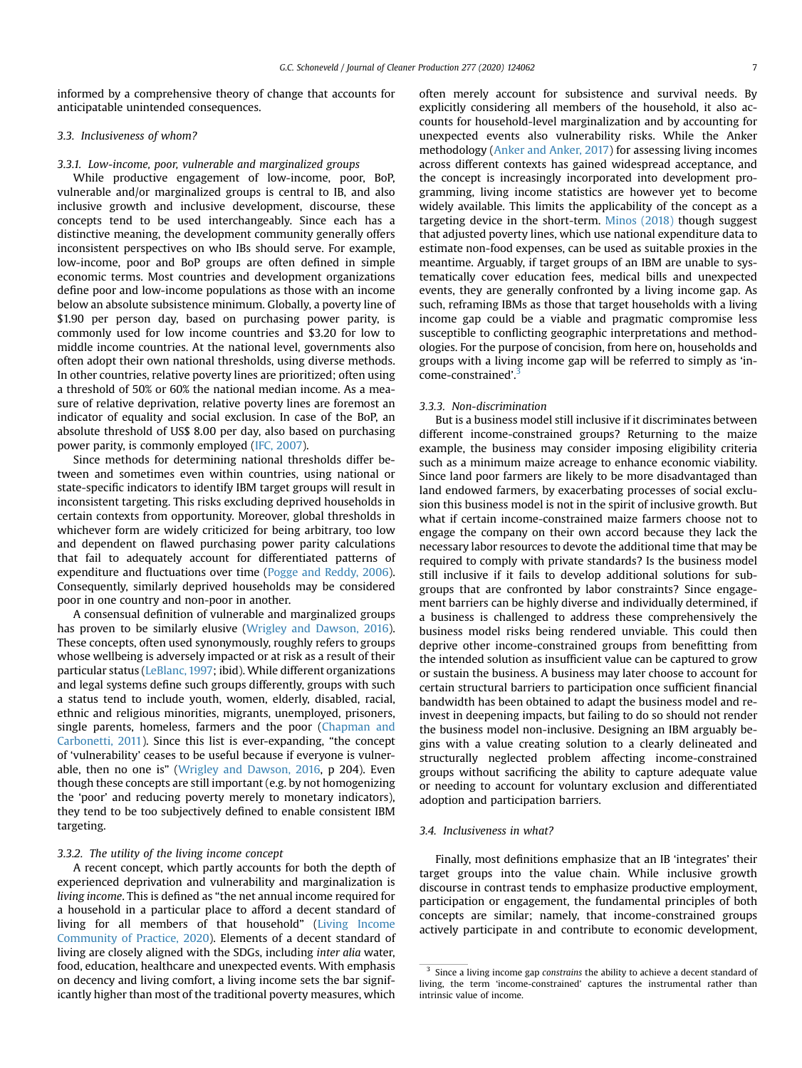informed by a comprehensive theory of change that accounts for anticipatable unintended consequences.

### 3.3. Inclusiveness of whom?

#### 3.3.1. Low-income, poor, vulnerable and marginalized groups

While productive engagement of low-income, poor, BoP, vulnerable and/or marginalized groups is central to IB, and also inclusive growth and inclusive development, discourse, these concepts tend to be used interchangeably. Since each has a distinctive meaning, the development community generally offers inconsistent perspectives on who IBs should serve. For example, low-income, poor and BoP groups are often defined in simple economic terms. Most countries and development organizations define poor and low-income populations as those with an income below an absolute subsistence minimum. Globally, a poverty line of $1.90 per person day, based on purchasing power parity, is commonly used for low income countries and $3.20 for low to middle income countries. At the national level, governments also often adopt their own national thresholds, using diverse methods. In other countries, relative poverty lines are prioritized; often using a threshold of 50% or 60% the national median income. As a measure of relative deprivation, relative poverty lines are foremost an indicator of equality and social exclusion. In case of the BoP, an absolute threshold of US$ 8.00 per day, also based on purchasing power parity, is commonly employed (IFC, 2007).

Since methods for determining national thresholds differ between and sometimes even within countries, using national or state-specific indicators to identify IBM target groups will result in inconsistent targeting. This risks excluding deprived households in certain contexts from opportunity. Moreover, global thresholds in whichever form are widely criticized for being arbitrary, too low and dependent on flawed purchasing power parity calculations that fail to adequately account for differentiated patterns of expenditure and fluctuations over time (Pogge and Reddy, 2006). Consequently, similarly deprived households may be considered poor in one country and non-poor in another.

A consensual definition of vulnerable and marginalized groups has proven to be similarly elusive (Wrigley and Dawson, 2016). These concepts, often used synonymously, roughly refers to groups whose wellbeing is adversely impacted or at risk as a result of their particular status (LeBlanc, 1997; ibid). While different organizations and legal systems define such groups differently, groups with such a status tend to include youth, women, elderly, disabled, racial, ethnic and religious minorities, migrants, unemployed, prisoners, single parents, homeless, farmers and the poor (Chapman and Carbonetti, 2011). Since this list is ever-expanding, "the concept of 'vulnerability' ceases to be useful because if everyone is vulnerable, then no one is" (Wrigley and Dawson, 2016, p 204). Even though these concepts are still important (e.g. by not homogenizing the 'poor' and reducing poverty merely to monetary indicators), they tend to be too subjectively defined to enable consistent IBM targeting.

#### 3.3.2. The utility of the living income concept

A recent concept, which partly accounts for both the depth of experienced deprivation and vulnerability and marginalization is *living income*. This is defined as "the net annual income required for a household in a particular place to afford a decent standard of living for all members of that household" (Living Income Community of Practice, 2020). Elements of a decent standard of living are closely aligned with the SDGs, including *inter alia* water, food, education, healthcare and unexpected events. With emphasis on decency and living comfort, a living income sets the bar significantly higher than most of the traditional poverty measures, which often merely account for subsistence and survival needs. By explicitly considering all members of the household, it also accounts for household-level marginalization and by accounting for unexpected events also vulnerability risks. While the Anker methodology (Anker and Anker, 2017) for assessing living incomes across different contexts has gained widespread acceptance, and the concept is increasingly incorporated into development programming, living income statistics are however yet to become widely available. This limits the applicability of the concept as a targeting device in the short-term. Minos (2018) though suggest that adjusted poverty lines, which use national expenditure data to estimate non-food expenses, can be used as suitable proxies in the meantime. Arguably, if target groups of an IBM are unable to systematically cover education fees, medical bills and unexpected events, they are generally confronted by a living income gap. As such, reframing IBMs as those that target households with a living income gap could be a viable and pragmatic compromise less susceptible to conflicting geographic interpretations and methodologies. For the purpose of concision, from here on, households and groups with a living income gap will be referred to simply as 'income-constrained'.[3]

#### 3.3.3. Non-discrimination

But is a business model still inclusive if it discriminates between different income-constrained groups? Returning to the maize example, the business may consider imposing eligibility criteria such as a minimum maize acreage to enhance economic viability. Since land poor farmers are likely to be more disadvantaged than land endowed farmers, by exacerbating processes of social exclusion this business model is not in the spirit of inclusive growth. But what if certain income-constrained maize farmers choose not to engage the company on their own accord because they lack the necessary labor resources to devote the additional time that may be required to comply with private standards? Is the business model still inclusive if it fails to develop additional solutions for subgroups that are confronted by labor constraints? Since engagement barriers can be highly diverse and individually determined, if a business is challenged to address these comprehensively the business model risks being rendered unviable. This could then deprive other income-constrained groups from benefitting from the intended solution as insufficient value can be captured to grow or sustain the business. A business may later choose to account for certain structural barriers to participation once sufficient financial bandwidth has been obtained to adapt the business model and reinvest in deepening impacts, but failing to do so should not render the business model non-inclusive. Designing an IBM arguably begins with a value creating solution to a clearly delineated and structurally neglected problem affecting income-constrained groups without sacrificing the ability to capture adequate value or needing to account for voluntary exclusion and differentiated adoption and participation barriers.

### 3.4. Inclusiveness in what?

Finally, most definitions emphasize that an IB 'integrates' their target groups into the value chain. While inclusive growth discourse in contrast tends to emphasize productive employment, participation or engagement, the fundamental principles of both concepts are similar; namely, that income-constrained groups actively participate in and contribute to economic development,

[3] Since a living income gap *constrains* the ability to achieve a decent standard of living, the term 'income-constrained' captures the instrumental rather than intrinsic value of income.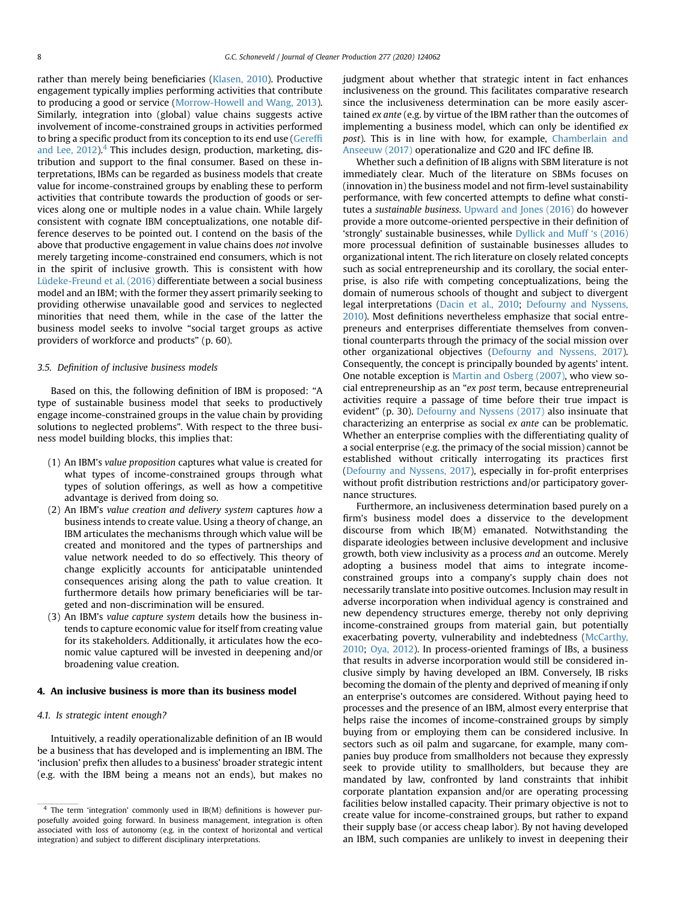rather than merely being beneficiaries (Klasen, 2010). Productive engagement typically implies performing activities that contribute to producing a good or service (Morrow-Howell and Wang, 2013). Similarly, integration into (global) value chains suggests active involvement of income-constrained groups in activities performed to bring a specific product from its conception to its end use (Gereffi and Lee, 2012).[4] This includes design, production, marketing, distribution and support to the final consumer. Based on these interpretations, IBMs can be regarded as business models that create value for income-constrained groups by enabling these to perform activities that contribute towards the production of goods or services along one or multiple nodes in a value chain. While largely consistent with cognate IBM conceptualizations, one notable difference deserves to be pointed out. I contend on the basis of the above that productive engagement in value chains does *not* involve merely targeting income-constrained end consumers, which is not in the spirit of inclusive growth. This is consistent with how Lüdeke-Freund et al. (2016) differentiate between a social business model and an IBM; with the former they assert primarily seeking to providing otherwise unavailable good and services to neglected minorities that need them, while in the case of the latter the business model seeks to involve "social target groups as active providers of workforce and products" (p. 60).

### 3.5. Definition of inclusive business models

Based on this, the following definition of IBM is proposed: "A type of sustainable business model that seeks to productively engage income-constrained groups in the value chain by providing solutions to neglected problems". With respect to the three business model building blocks, this implies that:

(1) An IBM's *value proposition* captures what value is created for what types of income-constrained groups through what types of solution offerings, as well as how a competitive advantage is derived from doing so.
(2) An IBM's *value creation and delivery system* captures *how* a business intends to create value. Using a theory of change, an IBM articulates the mechanisms through which value will be created and monitored and the types of partnerships and value network needed to do so effectively. This theory of change explicitly accounts for anticipatable unintended consequences arising along the path to value creation. It furthermore details how primary beneficiaries will be targeted and non-discrimination will be ensured.
(3) An IBM's *value capture system* details how the business intends to capture economic value for itself from creating value for its stakeholders. Additionally, it articulates how the economic value captured will be invested in deepening and/or broadening value creation.

## 4. An inclusive business is more than its business model

### 4.1. Is strategic intent enough?

Intuitively, a readily operationalizable definition of an IB would be a business that has developed and is implementing an IBM. The 'inclusion' prefix then alludes to a business' broader strategic intent (e.g. with the IBM being a means not an ends), but makes no judgment about whether that strategic intent in fact enhances inclusiveness on the ground. This facilitates comparative research since the inclusiveness determination can be more easily ascertained *ex ante* (e.g. by virtue of the IBM rather than the outcomes of implementing a business model, which can only be identified *ex post*). This is in line with how, for example, Chamberlain and Anseeuw (2017) operationalize and G20 and IFC define IB.

Whether such a definition of IB aligns with SBM literature is not immediately clear. Much of the literature on SBMs focuses on (innovation in) the business model and not firm-level sustainability performance, with few concerted attempts to define what constitutes a *sustainable business*. Upward and Jones (2016) do however provide a more outcome-oriented perspective in their definition of 'strongly' sustainable businesses, while Dyllick and Muff 's (2016) more processual definition of sustainable businesses alludes to organizational intent. The rich literature on closely related concepts such as social entrepreneurship and its corollary, the social enterprise, is also rife with competing conceptualizations, being the domain of numerous schools of thought and subject to divergent legal interpretations (Dacin et al., 2010; Defourny and Nyssens, 2010). Most definitions nevertheless emphasize that social entrepreneurs and enterprises differentiate themselves from conventional counterparts through the primacy of the social mission over other organizational objectives (Defourny and Nyssens, 2017). Consequently, the concept is principally bounded by agents' intent. One notable exception is Martin and Osberg (2007), who view social entrepreneurship as an "*ex post* term, because entrepreneurial activities require a passage of time before their true impact is evident" (p. 30). Defourny and Nyssens (2017) also insinuate that characterizing an enterprise as social *ex ante* can be problematic. Whether an enterprise complies with the differentiating quality of a social enterprise (e.g. the primacy of the social mission) cannot be established without critically interrogating its practices first (Defourny and Nyssens, 2017), especially in for-profit enterprises without profit distribution restrictions and/or participatory governance structures.

Furthermore, an inclusiveness determination based purely on a firm's business model does a disservice to the development discourse from which IB(M) emanated. Notwithstanding the disparate ideologies between inclusive development and inclusive growth, both view inclusivity as a process *and* an outcome. Merely adopting a business model that aims to integrate income-constrained groups into a company's supply chain does not necessarily translate into positive outcomes. Inclusion may result in adverse incorporation when individual agency is constrained and new dependency structures emerge, thereby not only depriving income-constrained groups from material gain, but potentially exacerbating poverty, vulnerability and indebtedness (McCarthy, 2010; Oya, 2012). In process-oriented framings of IBs, a business that results in adverse incorporation would still be considered inclusive simply by having developed an IBM. Conversely, IB risks becoming the domain of the plenty and deprived of meaning if only an enterprise's outcomes are considered. Without paying heed to processes and the presence of an IBM, almost every enterprise that helps raise the incomes of income-constrained groups by simply buying from or employing them can be considered inclusive. In sectors such as oil palm and sugarcane, for example, many companies buy produce from smallholders not because they expressly seek to provide utility to smallholders, but because they are mandated by law, confronted by land constraints that inhibit corporate plantation expansion and/or are operating processing facilities below installed capacity. Their primary objective is not to create value for income-constrained groups, but rather to expand their supply base (or access cheap labor). By not having developed an IBM, such companies are unlikely to invest in deepening their

---

[4] The term 'integration' commonly used in IB(M) definitions is however purposefully avoided going forward. In business management, integration is often associated with loss of autonomy (e.g. in the context of horizontal and vertical integration) and subject to different disciplinary interpretations.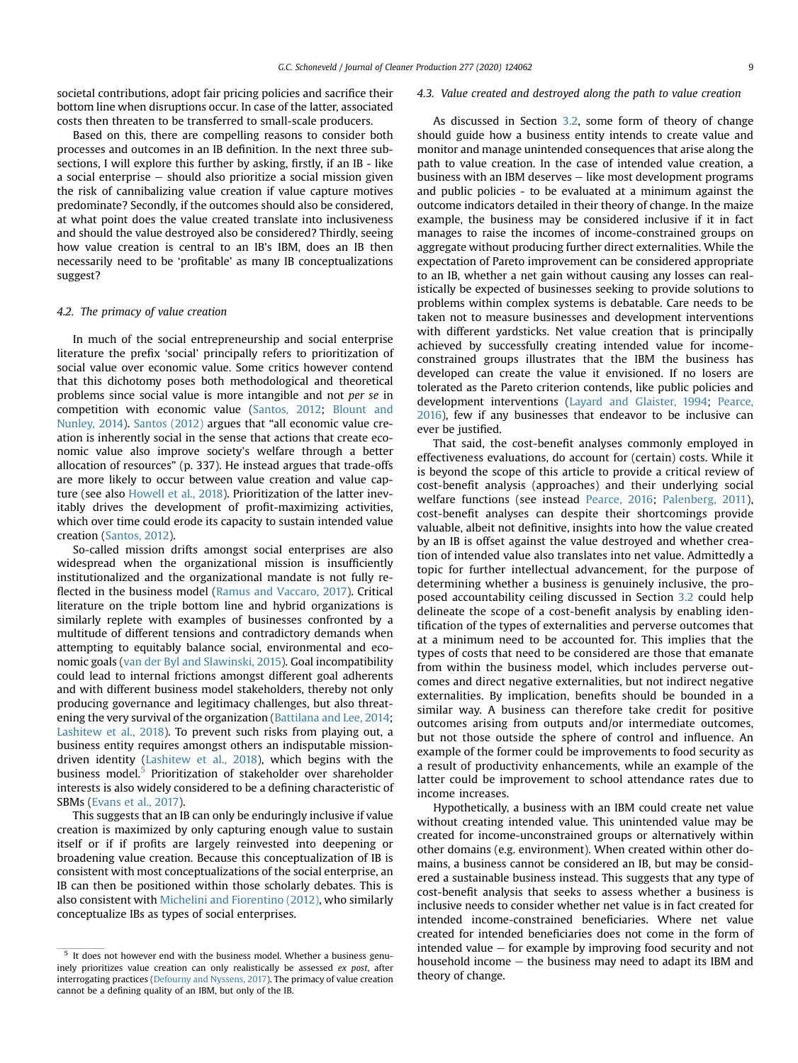societal contributions, adopt fair pricing policies and sacrifice their bottom line when disruptions occur. In case of the latter, associated costs then threaten to be transferred to small-scale producers.

Based on this, there are compelling reasons to consider both processes and outcomes in an IB definition. In the next three subsections, I will explore this further by asking, firstly, if an IB - like a social enterprise – should also prioritize a social mission given the risk of cannibalizing value creation if value capture motives predominate? Secondly, if the outcomes should also be considered, at what point does the value created translate into inclusiveness and should the value destroyed also be considered? Thirdly, seeing how value creation is central to an IB's IBM, does an IB then necessarily need to be 'profitable' as many IB conceptualizations suggest?

### 4.2. The primacy of value creation

In much of the social entrepreneurship and social enterprise literature the prefix 'social' principally refers to prioritization of social value over economic value. Some critics however contend that this dichotomy poses both methodological and theoretical problems since social value is more intangible and not *per se* in competition with economic value (Santos, 2012; Blount and Nunley, 2014). Santos (2012) argues that "all economic value creation is inherently social in the sense that actions that create economic value also improve society's welfare through a better allocation of resources" (p. 337). He instead argues that trade-offs are more likely to occur between value creation and value capture (see also Howell et al., 2018). Prioritization of the latter inevitably drives the development of profit-maximizing activities, which over time could erode its capacity to sustain intended value creation (Santos, 2012).

So-called mission drifts amongst social enterprises are also widespread when the organizational mission is insufficiently institutionalized and the organizational mandate is not fully reflected in the business model (Ramus and Vaccaro, 2017). Critical literature on the triple bottom line and hybrid organizations is similarly replete with examples of businesses confronted by a multitude of different tensions and contradictory demands when attempting to equitably balance social, environmental and economic goals (van der Byl and Slawinski, 2015). Goal incompatibility could lead to internal frictions amongst different goal adherents and with different business model stakeholders, thereby not only producing governance and legitimacy challenges, but also threatening the very survival of the organization (Battilana and Lee, 2014; Lashitew et al., 2018). To prevent such risks from playing out, a business entity requires amongst others an indisputable mission-driven identity (Lashitew et al., 2018), which begins with the business model.[5] Prioritization of stakeholder over shareholder interests is also widely considered to be a defining characteristic of SBMs (Evans et al., 2017).

This suggests that an IB can only be enduringly inclusive if value creation is maximized by only capturing enough value to sustain itself or if if profits are largely reinvested into deepening or broadening value creation. Because this conceptualization of IB is consistent with most conceptualizations of the social enterprise, an IB can then be positioned within those scholarly debates. This is also consistent with Michelini and Fiorentino (2012), who similarly conceptualize IBs as types of social enterprises.

[5] It does not however end with the business model. Whether a business genuinely prioritizes value creation can only realistically be assessed *ex post*, after interrogating practices (Defourny and Nyssens, 2017). The primacy of value creation cannot be a defining quality of an IBM, but only of the IB.

### 4.3. Value created and destroyed along the path to value creation

As discussed in Section 3.2, some form of theory of change should guide how a business entity intends to create value and monitor and manage unintended consequences that arise along the path to value creation. In the case of intended value creation, a business with an IBM deserves – like most development programs and public policies - to be evaluated at a minimum against the outcome indicators detailed in their theory of change. In the maize example, the business may be considered inclusive if it in fact manages to raise the incomes of income-constrained groups on aggregate without producing further direct externalities. While the expectation of Pareto improvement can be considered appropriate to an IB, whether a net gain without causing any losses can realistically be expected of businesses seeking to provide solutions to problems within complex systems is debatable. Care needs to be taken not to measure businesses and development interventions with different yardsticks. Net value creation that is principally achieved by successfully creating intended value for income-constrained groups illustrates that the IBM the business has developed can create the value it envisioned. If no losers are tolerated as the Pareto criterion contends, like public policies and development interventions (Layard and Glaister, 1994; Pearce, 2016), few if any businesses that endeavor to be inclusive can ever be justified.

That said, the cost-benefit analyses commonly employed in effectiveness evaluations, do account for (certain) costs. While it is beyond the scope of this article to provide a critical review of cost-benefit analysis (approaches) and their underlying social welfare functions (see instead Pearce, 2016; Palenberg, 2011), cost-benefit analyses can despite their shortcomings provide valuable, albeit not definitive, insights into how the value created by an IB is offset against the value destroyed and whether creation of intended value also translates into net value. Admittedly a topic for further intellectual advancement, for the purpose of determining whether a business is genuinely inclusive, the proposed accountability ceiling discussed in Section 3.2 could help delineate the scope of a cost-benefit analysis by enabling identification of the types of externalities and perverse outcomes that at a minimum need to be accounted for. This implies that the types of costs that need to be considered are those that emanate from within the business model, which includes perverse outcomes and direct negative externalities, but not indirect negative externalities. By implication, benefits should be bounded in a similar way. A business can therefore take credit for positive outcomes arising from outputs and/or intermediate outcomes, but not those outside the sphere of control and influence. An example of the former could be improvements to food security as a result of productivity enhancements, while an example of the latter could be improvement to school attendance rates due to income increases.

Hypothetically, a business with an IBM could create net value without creating intended value. This unintended value may be created for income-unconstrained groups or alternatively within other domains (e.g. environment). When created within other domains, a business cannot be considered an IB, but may be considered a sustainable business instead. This suggests that any type of cost-benefit analysis that seeks to assess whether a business is inclusive needs to consider whether net value is in fact created for intended income-constrained beneficiaries. Where net value created for intended beneficiaries does not come in the form of intended value – for example by improving food security and not household income – the business may need to adapt its IBM and theory of change.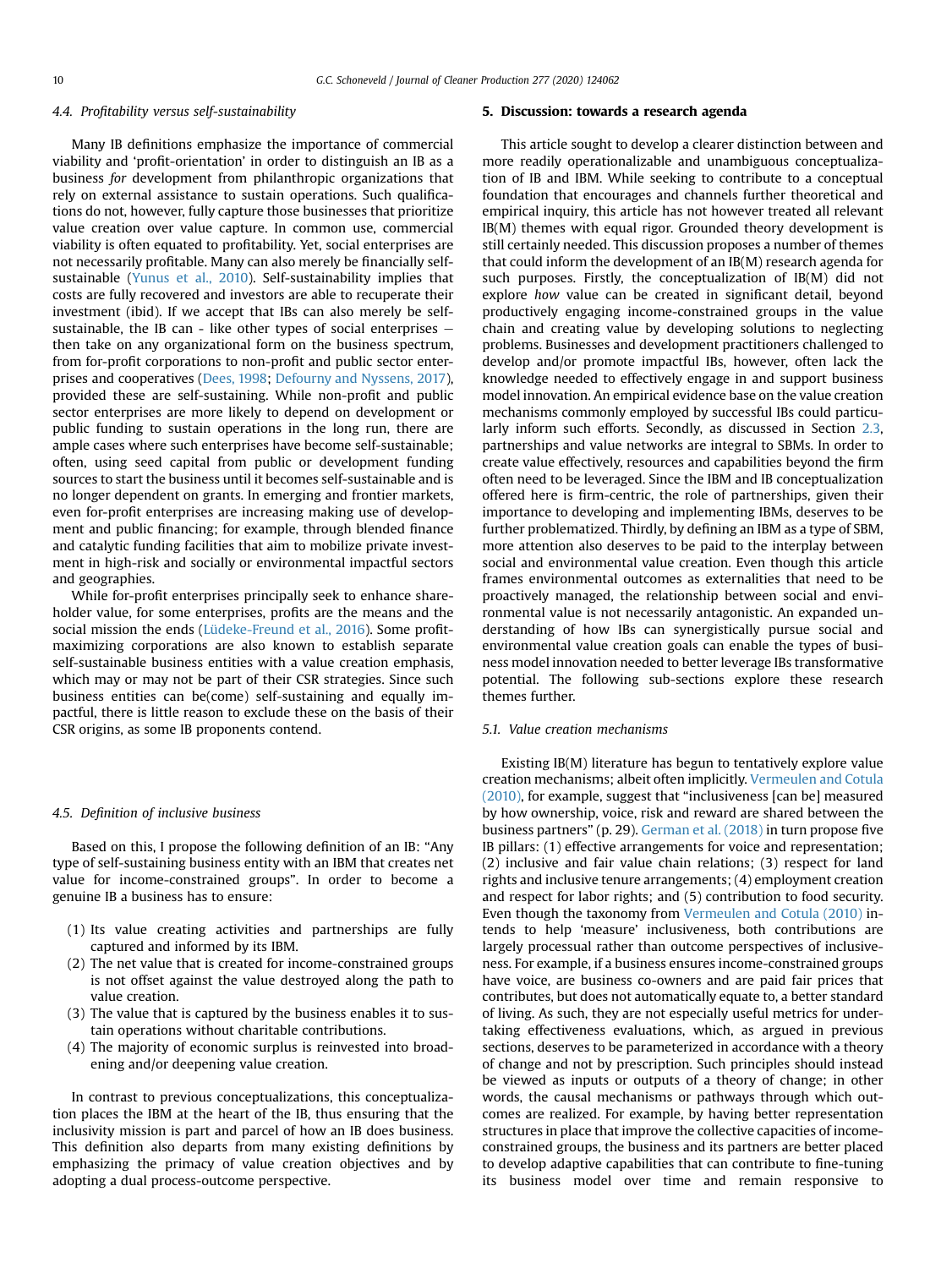### 4.4. Profitability versus self-sustainability

Many IB definitions emphasize the importance of commercial viability and 'profit-orientation' in order to distinguish an IB as a business *for* development from philanthropic organizations that rely on external assistance to sustain operations. Such qualifications do not, however, fully capture those businesses that prioritize value creation over value capture. In common use, commercial viability is often equated to profitability. Yet, social enterprises are not necessarily profitable. Many can also merely be financially self-sustainable (Yunus et al., 2010). Self-sustainability implies that costs are fully recovered and investors are able to recuperate their investment (ibid). If we accept that IBs can also merely be self-sustainable, the IB can - like other types of social enterprises — then take on any organizational form on the business spectrum, from for-profit corporations to non-profit and public sector enterprises and cooperatives (Dees, 1998; Defourny and Nyssens, 2017), provided these are self-sustaining. While non-profit and public sector enterprises are more likely to depend on development or public funding to sustain operations in the long run, there are ample cases where such enterprises have become self-sustainable; often, using seed capital from public or development funding sources to start the business until it becomes self-sustainable and is no longer dependent on grants. In emerging and frontier markets, even for-profit enterprises are increasing making use of development and public financing; for example, through blended finance and catalytic funding facilities that aim to mobilize private investment in high-risk and socially or environmental impactful sectors and geographies.

While for-profit enterprises principally seek to enhance shareholder value, for some enterprises, profits are the means and the social mission the ends (Lüdeke-Freund et al., 2016). Some profit-maximizing corporations are also known to establish separate self-sustainable business entities with a value creation emphasis, which may or may not be part of their CSR strategies. Since such business entities can be(come) self-sustaining and equally impactful, there is little reason to exclude these on the basis of their CSR origins, as some IB proponents contend.

### 4.5. Definition of inclusive business

Based on this, I propose the following definition of an IB: "Any type of self-sustaining business entity with an IBM that creates net value for income-constrained groups". In order to become a genuine IB a business has to ensure:

(1) Its value creating activities and partnerships are fully captured and informed by its IBM.
(2) The net value that is created for income-constrained groups is not offset against the value destroyed along the path to value creation.
(3) The value that is captured by the business enables it to sustain operations without charitable contributions.
(4) The majority of economic surplus is reinvested into broadening and/or deepening value creation.

In contrast to previous conceptualizations, this conceptualization places the IBM at the heart of the IB, thus ensuring that the inclusivity mission is part and parcel of how an IB does business. This definition also departs from many existing definitions by emphasizing the primacy of value creation objectives and by adopting a dual process-outcome perspective.

## 5. Discussion: towards a research agenda

This article sought to develop a clearer distinction between and more readily operationalizable and unambiguous conceptualization of IB and IBM. While seeking to contribute to a conceptual foundation that encourages and channels further theoretical and empirical inquiry, this article has not however treated all relevant IB(M) themes with equal rigor. Grounded theory development is still certainly needed. This discussion proposes a number of themes that could inform the development of an IB(M) research agenda for such purposes. Firstly, the conceptualization of IB(M) did not explore *how* value can be created in significant detail, beyond productively engaging income-constrained groups in the value chain and creating value by developing solutions to neglecting problems. Businesses and development practitioners challenged to develop and/or promote impactful IBs, however, often lack the knowledge needed to effectively engage in and support business model innovation. An empirical evidence base on the value creation mechanisms commonly employed by successful IBs could particularly inform such efforts. Secondly, as discussed in Section 2.3, partnerships and value networks are integral to SBMs. In order to create value effectively, resources and capabilities beyond the firm often need to be leveraged. Since the IBM and IB conceptualization offered here is firm-centric, the role of partnerships, given their importance to developing and implementing IBMs, deserves to be further problematized. Thirdly, by defining an IBM as a type of SBM, more attention also deserves to be paid to the interplay between social and environmental value creation. Even though this article frames environmental outcomes as externalities that need to be proactively managed, the relationship between social and environmental value is not necessarily antagonistic. An expanded understanding of how IBs can synergistically pursue social and environmental value creation goals can enable the types of business model innovation needed to better leverage IBs transformative potential. The following sub-sections explore these research themes further.

### 5.1. Value creation mechanisms

Existing IB(M) literature has begun to tentatively explore value creation mechanisms; albeit often implicitly. Vermeulen and Cotula (2010), for example, suggest that "inclusiveness [can be] measured by how ownership, voice, risk and reward are shared between the business partners" (p. 29). German et al. (2018) in turn propose five IB pillars: (1) effective arrangements for voice and representation; (2) inclusive and fair value chain relations; (3) respect for land rights and inclusive tenure arrangements; (4) employment creation and respect for labor rights; and (5) contribution to food security. Even though the taxonomy from Vermeulen and Cotula (2010) intends to help 'measure' inclusiveness, both contributions are largely processual rather than outcome perspectives of inclusiveness. For example, if a business ensures income-constrained groups have voice, are business co-owners and are paid fair prices that contributes, but does not automatically equate to, a better standard of living. As such, they are not especially useful metrics for undertaking effectiveness evaluations, which, as argued in previous sections, deserves to be parameterized in accordance with a theory of change and not by prescription. Such principles should instead be viewed as inputs or outputs of a theory of change; in other words, the causal mechanisms or pathways through which outcomes are realized. For example, by having better representation structures in place that improve the collective capacities of income-constrained groups, the business and its partners are better placed to develop adaptive capabilities that can contribute to fine-tuning its business model over time and remain responsive to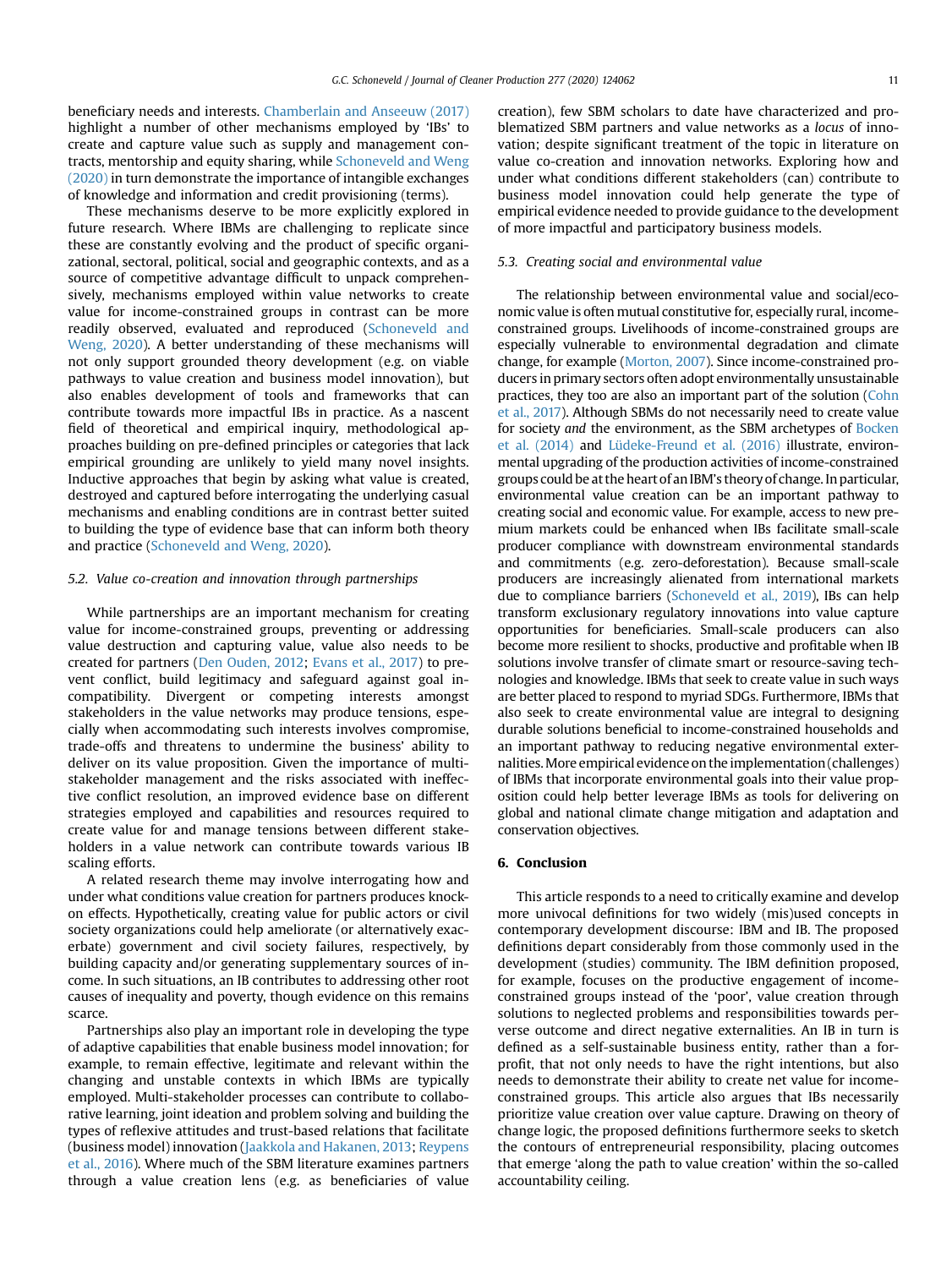beneficiary needs and interests. Chamberlain and Anseeuw (2017) highlight a number of other mechanisms employed by 'IBs' to create and capture value such as supply and management contracts, mentorship and equity sharing, while Schoneveld and Weng (2020) in turn demonstrate the importance of intangible exchanges of knowledge and information and credit provisioning (terms).

These mechanisms deserve to be more explicitly explored in future research. Where IBMs are challenging to replicate since these are constantly evolving and the product of specific organizational, sectoral, political, social and geographic contexts, and as a source of competitive advantage difficult to unpack comprehensively, mechanisms employed within value networks to create value for income-constrained groups in contrast can be more readily observed, evaluated and reproduced (Schoneveld and Weng, 2020). A better understanding of these mechanisms will not only support grounded theory development (e.g. on viable pathways to value creation and business model innovation), but also enables development of tools and frameworks that can contribute towards more impactful IBs in practice. As a nascent field of theoretical and empirical inquiry, methodological approaches building on pre-defined principles or categories that lack empirical grounding are unlikely to yield many novel insights. Inductive approaches that begin by asking what value is created, destroyed and captured before interrogating the underlying casual mechanisms and enabling conditions are in contrast better suited to building the type of evidence base that can inform both theory and practice (Schoneveld and Weng, 2020).

### 5.2. Value co-creation and innovation through partnerships

While partnerships are an important mechanism for creating value for income-constrained groups, preventing or addressing value destruction and capturing value, value also needs to be created for partners (Den Ouden, 2012; Evans et al., 2017) to prevent conflict, build legitimacy and safeguard against goal incompatibility. Divergent or competing interests amongst stakeholders in the value networks may produce tensions, especially when accommodating such interests involves compromise, trade-offs and threatens to undermine the business' ability to deliver on its value proposition. Given the importance of multi-stakeholder management and the risks associated with ineffective conflict resolution, an improved evidence base on different strategies employed and capabilities and resources required to create value for and manage tensions between different stakeholders in a value network can contribute towards various IB scaling efforts.

A related research theme may involve interrogating how and under what conditions value creation for partners produces knock-on effects. Hypothetically, creating value for public actors or civil society organizations could help ameliorate (or alternatively exacerbate) government and civil society failures, respectively, by building capacity and/or generating supplementary sources of income. In such situations, an IB contributes to addressing other root causes of inequality and poverty, though evidence on this remains scarce.

Partnerships also play an important role in developing the type of adaptive capabilities that enable business model innovation; for example, to remain effective, legitimate and relevant within the changing and unstable contexts in which IBMs are typically employed. Multi-stakeholder processes can contribute to collaborative learning, joint ideation and problem solving and building the types of reflexive attitudes and trust-based relations that facilitate (business model) innovation (Jaakkola and Hakanen, 2013; Reypens et al., 2016). Where much of the SBM literature examines partners through a value creation lens (e.g. as beneficiaries of value creation), few SBM scholars to date have characterized and problematized SBM partners and value networks as a *locus* of innovation; despite significant treatment of the topic in literature on value co-creation and innovation networks. Exploring how and under what conditions different stakeholders (can) contribute to business model innovation could help generate the type of empirical evidence needed to provide guidance to the development of more impactful and participatory business models.

### 5.3. Creating social and environmental value

The relationship between environmental value and social/economic value is often mutual constitutive for, especially rural, income-constrained groups. Livelihoods of income-constrained groups are especially vulnerable to environmental degradation and climate change, for example (Morton, 2007). Since income-constrained producers in primary sectors often adopt environmentally unsustainable practices, they too are also an important part of the solution (Cohn et al., 2017). Although SBMs do not necessarily need to create value for society *and* the environment, as the SBM archetypes of Bocken et al. (2014) and Lüdeke-Freund et al. (2016) illustrate, environmental upgrading of the production activities of income-constrained groups could be at the heart of an IBM's theory of change. In particular, environmental value creation can be an important pathway to creating social and economic value. For example, access to new premium markets could be enhanced when IBs facilitate small-scale producer compliance with downstream environmental standards and commitments (e.g. zero-deforestation). Because small-scale producers are increasingly alienated from international markets due to compliance barriers (Schoneveld et al., 2019), IBs can help transform exclusionary regulatory innovations into value capture opportunities for beneficiaries. Small-scale producers can also become more resilient to shocks, productive and profitable when IB solutions involve transfer of climate smart or resource-saving technologies and knowledge. IBMs that seek to create value in such ways are better placed to respond to myriad SDGs. Furthermore, IBMs that also seek to create environmental value are integral to designing durable solutions beneficial to income-constrained households and an important pathway to reducing negative environmental externalities. More empirical evidence on the implementation (challenges) of IBMs that incorporate environmental goals into their value proposition could help better leverage IBMs as tools for delivering on global and national climate change mitigation and adaptation and conservation objectives.

## 6. Conclusion

This article responds to a need to critically examine and develop more univocal definitions for two widely (mis)used concepts in contemporary development discourse: IBM and IB. The proposed definitions depart considerably from those commonly used in the development (studies) community. The IBM definition proposed, for example, focuses on the productive engagement of income-constrained groups instead of the 'poor', value creation through solutions to neglected problems and responsibilities towards perverse outcome and direct negative externalities. An IB in turn is defined as a self-sustainable business entity, rather than a for-profit, that not only needs to have the right intentions, but also needs to demonstrate their ability to create net value for income-constrained groups. This article also argues that IBs necessarily prioritize value creation over value capture. Drawing on theory of change logic, the proposed definitions furthermore seeks to sketch the contours of entrepreneurial responsibility, placing outcomes that emerge 'along the path to value creation' within the so-called accountability ceiling.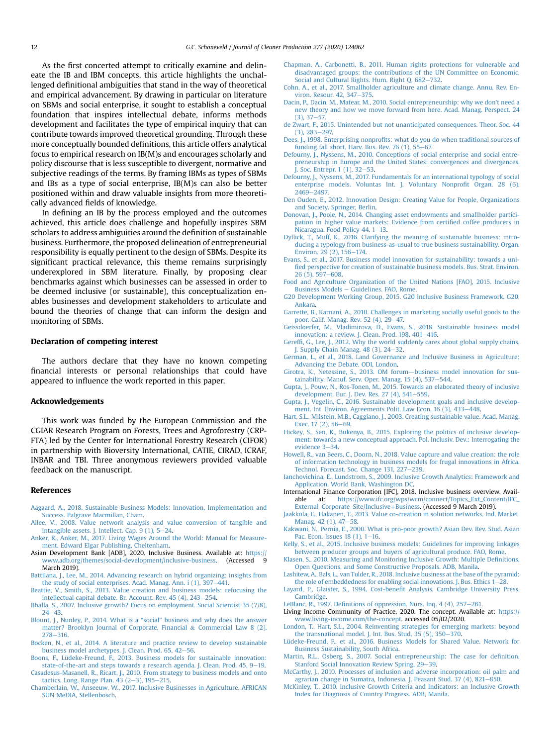As the first concerted attempt to critically examine and delineate the IB and IBM concepts, this article highlights the unchallenged definitional ambiguities that stand in the way of theoretical and empirical advancement. By drawing in particular on literature on SBMs and social enterprise, it sought to establish a conceptual foundation that inspires intellectual debate, informs methods development and facilitates the type of empirical inquiry that can contribute towards improved theoretical grounding. Through these more conceptually bounded definitions, this article offers analytical focus to empirical research on IB(M)s and encourages scholarly and policy discourse that is less susceptible to divergent, normative and subjective readings of the terms. By framing IBMs as types of SBMs and IBs as a type of social enterprise, IB(M)s can also be better positioned within and draw valuable insights from more theoretically advanced fields of knowledge.

In defining an IB by the process employed and the outcomes achieved, this article does challenge and hopefully inspires SBM scholars to address ambiguities around the definition of sustainable business. Furthermore, the proposed delineation of entrepreneurial responsibility is equally pertinent to the design of SBMs. Despite its significant practical relevance, this theme remains surprisingly underexplored in SBM literature. Finally, by proposing clear benchmarks against which businesses can be assessed in order to be deemed inclusive (or sustainable), this conceptualization enables businesses and development stakeholders to articulate and bound the theories of change that can inform the design and monitoring of SBMs.

## Declaration of competing interest

The authors declare that they have no known competing financial interests or personal relationships that could have appeared to influence the work reported in this paper.

## Acknowledgements

This work was funded by the European Commission and the CGIAR Research Program on Forests, Trees and Agroforestry (CRP-FTA) led by the Center for International Forestry Research (CIFOR) in partnership with Bioversity International, CATIE, CIRAD, ICRAF, INBAR and TBI. Three anonymous reviewers provided valuable feedback on the manuscript.

## References

Aagaard, A., 2018. Sustainable Business Models: Innovation, Implementation and Success. Palgrave Macmillan, Cham.

Allee, V., 2008. Value network analysis and value conversion of tangible and intangible assets. J. Intellect. Cap. 9 (1), 5–24.

Anker, R., Anker, M., 2017. Living Wages Around the World: Manual for Measurement. Edward Elgar Publishing, Cheltenham.

Asian Development Bank [ADB], 2020. Inclusive Business. Available at: https://www.adb.org/themes/social-development/inclusive-business. (Accessed 9 March 2019).

Battilana, J., Lee, M., 2014. Advancing research on hybrid organizing: insights from the study of social enterprises. Acad. Manag. Ann. i (1), 397–441.

Beattie, V., Smith, S., 2013. Value creation and business models: refocusing the intellectual capital debate. Br. Account. Rev. 45 (4), 243–254.

Bhalla, S., 2007. Inclusive growth? Focus on employment. Social Scientist 35 (7/8), 24–43.

Blount, J., Nunley, P., 2014. What is a "social" business and why does the answer matter? Brooklyn Journal of Corporate, Financial & Commercial Law 8 (2), 278–316.

Bocken, N., et al., 2014. A literature and practice review to develop sustainable business model archetypes. J. Clean. Prod. 65, 42–56.

Boons, F., Lüdeke-Freund, F., 2013. Business models for sustainable innovation: state-of-the-art and steps towards a research agenda. J. Clean. Prod. 45, 9–19.

Casadesus-Masanell, R., Ricart, J., 2010. From strategy to business models and onto tactics. Long. Range Plan. 43 (2–3), 195–215.

Chamberlain, W., Anseeuw, W., 2017. Inclusive Businesses in Agriculture. AFRICAN SUN MeDIA, Stellenbosch.

Chapman, A., Carbonetti, B., 2011. Human rights protections for vulnerable and disadvantaged groups: the contributions of the UN Committee on Economic, Social and Cultural Rights. Hum. Right Q. 682–732.

Cohn, A., et al., 2017. Smallholder agriculture and climate change. Annu. Rev. Environ. Resour. 42, 347–375.

Dacin, P., Dacin, M., Matear, M., 2010. Social entrepreneurship: why we don't need a new theory and how we move forward from here. Acad. Manag. Perspect. 24 (3), 37–57.

de Zwart, F., 2015. Unintended but not unanticipated consequences. Theor. Soc. 44 (3), 283–297.

Dees, J., 1998. Enterprising nonprofits: what do you do when traditional sources of funding fall short. Harv. Bus. Rev. 76 (1), 55–67.

Defourny, J., Nyssens, M., 2010. Conceptions of social enterprise and social entrepreneurship in Europe and the United States: convergences and divergences. J. Soc. Entrepr. 1 (1), 32–53.

Defourny, J., Nyssens, M., 2017. Fundamentals for an international typology of social enterprise models. Voluntas Int. J. Voluntary Nonprofit Organ. 28 (6), 2469–2497.

Den Ouden, E., 2012. Innovation Design: Creating Value for People, Organizations and Society. Springer, Berlin.

Donovan, J., Poole, N., 2014. Changing asset endowments and smallholder participation in higher value markets: Evidence from certified coffee producers in Nicaragua. Food Policy 44, 1–13.

Dyllick, T., Muff, K., 2016. Clarifying the meaning of sustainable business: introducing a typology from business-as-usual to true business sustainability. Organ. Environ. 29 (2), 156–174.

Evans, S., et al., 2017. Business model innovation for sustainability: towards a unified perspective for creation of sustainable business models. Bus. Strat. Environ. 26 (5), 597–608.

Food and Agriculture Organization of the United Nations [FAO], 2015. Inclusive Business Models – Guidelines. FAO, Rome.

G20 Development Working Group, 2015. G20 Inclusive Business Framework. G20, Ankara.

Garrette, B., Karnani, A., 2010. Challenges in marketing socially useful goods to the poor. Calif. Manag. Rev. 52 (4), 29–47.

Geissdoerfer, M., Vladimirova, D., Evans, S., 2018. Sustainable business model innovation: a review. J. Clean. Prod. 198, 401–416.

Gereffi, G., Lee, J., 2012. Why the world suddenly cares about global supply chains. J. Supply Chain Manag. 48 (3), 24–32.

German, L., et al., 2018. Land Governance and Inclusive Business in Agriculture: Advancing the Debate. ODI, London.

Girotra, K., Netessine, S., 2013. OM forum—business model innovation for sustainability. Manuf. Serv. Oper. Manag. 15 (4), 537–544.

Gupta, J., Pouw, N., Ros-Tonen, M., 2015. Towards an elaborated theory of inclusive development. Eur. J. Dev. Res. 27 (4), 541–559.

Gupta, J., Vegelin, C., 2016. Sustainable development goals and inclusive development. Int. Environ. Agreements Polit. Law Econ. 16 (3), 433–448.

Hart, S.L., Milstein, M.B., Caggiano, J., 2003. Creating sustainable value. Acad. Manag. Exec. 17 (2), 56–69.

Hickey, S., Sen, K., Bukenya, B., 2015. Exploring the politics of inclusive development: towards a new conceptual approach. Pol. Inclusiv. Dev.: Interrogating the evidence 3–34.

Howell, R., van Beers, C., Doorn, N., 2018. Value capture and value creation: the role of information technology in business models for frugal innovations in Africa. Technol. Forecast. Soc. Change 131, 227–239.

Ianchovichina, E., Lundstrom, S., 2009. Inclusive Growth Analytics: Framework and Application. World Bank, Washington DC.

International Finance Corporation [IFC], 2018. Inclusive business overview. Available at: https://www.ifc.org/wps/wcm/connect/Topics_Ext_Content/IFC_External_Corporate_Site/Inclusive+Business. (Accessed 9 March 2019).

Jaakkola, E., Hakanen, T., 2013. Value co-creation in solution networks. Ind. Market. Manag. 42 (1), 47–58.

Kakwani, N., Pernia, E., 2000. What is pro-poor growth? Asian Dev. Rev. Stud. Asian Pac. Econ. Issues 18 (1), 1–16.

Kelly, S., et al., 2015. Inclusive business models: Guidelines for improving linkages between producer groups and buyers of agricultural produce. FAO, Rome.

Klasen, S., 2010. Measuring and Monitoring Inclusive Growth: Multiple Definitions, Open Questions, and Some Constructive Proposals. ADB, Manila.

Lashitew, A., Bals, L., van Tulder, R., 2018. Inclusive business at the base of the pyramid: the role of embeddedness for enabling social innovations. J. Bus. Ethics 1–28.

Layard, P., Glaister, S., 1994. Cost-benefit Analysis. Cambridge University Press, Cambridge.

LeBlanc, R., 1997. Definitions of oppression. Nurs. Inq. 4 (4), 257–261.

Living Income Community of Practice, 2020. The concept. Available at: https://www.living-income.com/the-concept. accessed 05/02/2020.

London, T., Hart, S.L., 2004. Reinventing strategies for emerging markets: beyond the transnational model. J. Int. Bus. Stud. 35 (5), 350–370.

Lüdeke-Freund, F., et al., 2016. Business Models for Shared Value. Network for Business Sustainability, South Africa.

Martin, R.L., Osberg, S., 2007. Social entrepreneurship: The case for definition. Stanford Social Innovation Review Spring, 29–39.

McCarthy, J., 2010. Processes of inclusion and adverse incorporation: oil palm and agrarian change in Sumatra, Indonesia. J. Peasant Stud. 37 (4), 821–850.

McKinley, T., 2010. Inclusive Growth Criteria and Indicators: an Inclusive Growth Index for Diagnosis of Country Progress. ADB, Manila.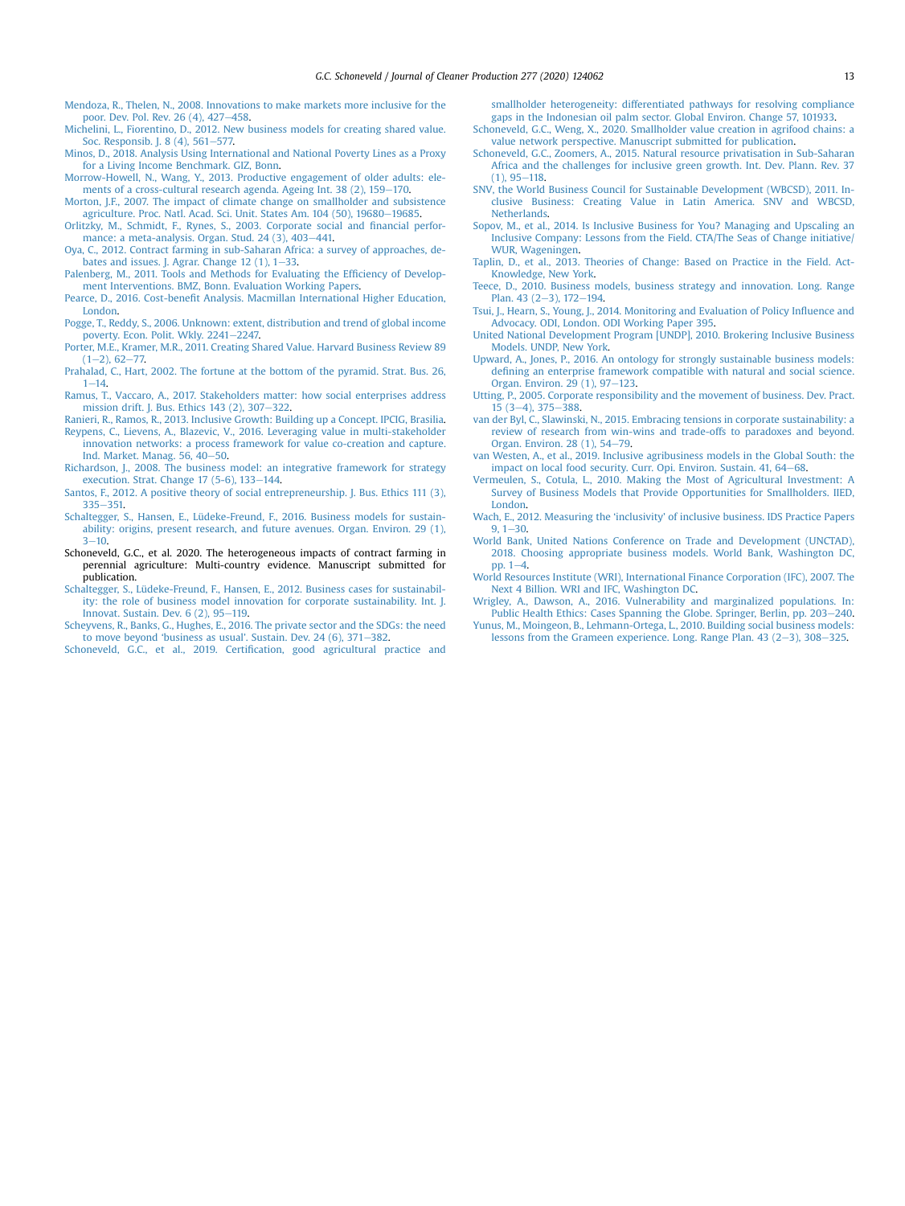Mendoza, R., Thelen, N., 2008. Innovations to make markets more inclusive for the poor. Dev. Pol. Rev. 26 (4), 427–458.

Michelini, L., Fiorentino, D., 2012. New business models for creating shared value. Soc. Responsib. J. 8 (4), 561–577.

Minos, D., 2018. Analysis Using International and National Poverty Lines as a Proxy for a Living Income Benchmark. GIZ, Bonn.

Morrow-Howell, N., Wang, Y., 2013. Productive engagement of older adults: elements of a cross-cultural research agenda. Ageing Int. 38 (2), 159–170.

Morton, J.F., 2007. The impact of climate change on smallholder and subsistence agriculture. Proc. Natl. Acad. Sci. Unit. States Am. 104 (50), 19680–19685.

Orlitzky, M., Schmidt, F., Rynes, S., 2003. Corporate social and financial performance: a meta-analysis. Organ. Stud. 24 (3), 403–441.

Oya, C., 2012. Contract farming in sub-Saharan Africa: a survey of approaches, debates and issues. J. Agrar. Change 12 (1), 1–33.

Palenberg, M., 2011. Tools and Methods for Evaluating the Efficiency of Development Interventions. BMZ, Bonn. Evaluation Working Papers.

Pearce, D., 2016. Cost-benefit Analysis. Macmillan International Higher Education, London.

Pogge, T., Reddy, S., 2006. Unknown: extent, distribution and trend of global income poverty. Econ. Polit. Wkly. 2241–2247.

Porter, M.E., Kramer, M.R., 2011. Creating Shared Value. Harvard Business Review 89 (1–2), 62–77.

Prahalad, C., Hart, 2002. The fortune at the bottom of the pyramid. Strat. Bus. 26, 1–14.

Ramus, T., Vaccaro, A., 2017. Stakeholders matter: how social enterprises address mission drift. J. Bus. Ethics 143 (2), 307–322.

Ranieri, R., Ramos, R., 2013. Inclusive Growth: Building up a Concept. IPCIG, Brasilia.

Reypens, C., Lievens, A., Blazevic, V., 2016. Leveraging value in multi-stakeholder innovation networks: a process framework for value co-creation and capture. Ind. Market. Manag. 56, 40–50.

Richardson, J., 2008. The business model: an integrative framework for strategy execution. Strat. Change 17 (5-6), 133–144.

Santos, F., 2012. A positive theory of social entrepreneurship. J. Bus. Ethics 111 (3), 335–351.

Schaltegger, S., Hansen, E., Lüdeke-Freund, F., 2016. Business models for sustainability: origins, present research, and future avenues. Organ. Environ. 29 (1), 3–10.

Schoneveld, G.C., et al. 2020. The heterogeneous impacts of contract farming in perennial agriculture: Multi-country evidence. Manuscript submitted for publication.

Schaltegger, S., Lüdeke-Freund, F., Hansen, E., 2012. Business cases for sustainability: the role of business model innovation for corporate sustainability. Int. J. Innovat. Sustain. Dev. 6 (2), 95–119.

Scheyvens, R., Banks, G., Hughes, E., 2016. The private sector and the SDGs: the need to move beyond 'business as usual'. Sustain. Dev. 24 (6), 371–382.

Schoneveld, G.C., et al., 2019. Certification, good agricultural practice and smallholder heterogeneity: differentiated pathways for resolving compliance gaps in the Indonesian oil palm sector. Global Environ. Change 57, 101933.

Schoneveld, G.C., Weng, X., 2020. Smallholder value creation in agrifood chains: a value network perspective. Manuscript submitted for publication.

Schoneveld, G.C., Zoomers, A., 2015. Natural resource privatisation in Sub-Saharan Africa and the challenges for inclusive green growth. Int. Dev. Plann. Rev. 37 (1), 95–118.

SNV, the World Business Council for Sustainable Development (WBCSD), 2011. Inclusive Business: Creating Value in Latin America. SNV and WBCSD, Netherlands.

Sopov, M., et al., 2014. Is Inclusive Business for You? Managing and Upscaling an Inclusive Company: Lessons from the Field. CTA/The Seas of Change initiative/WUR, Wageningen.

Taplin, D., et al., 2013. Theories of Change: Based on Practice in the Field. Act-Knowledge, New York.

Teece, D., 2010. Business models, business strategy and innovation. Long. Range Plan. 43 (2–3), 172–194.

Tsui, J., Hearn, S., Young, J., 2014. Monitoring and Evaluation of Policy Influence and Advocacy. ODI, London. ODI Working Paper 395.

United National Development Program [UNDP], 2010. Brokering Inclusive Business Models. UNDP, New York.

Upward, A., Jones, P., 2016. An ontology for strongly sustainable business models: defining an enterprise framework compatible with natural and social science. Organ. Environ. 29 (1), 97–123.

Utting, P., 2005. Corporate responsibility and the movement of business. Dev. Pract. 15 (3–4), 375–388.

van der Byl, C., Slawinski, N., 2015. Embracing tensions in corporate sustainability: a review of research from win-wins and trade-offs to paradoxes and beyond. Organ. Environ. 28 (1), 54–79.

van Westen, A., et al., 2019. Inclusive agribusiness models in the Global South: the impact on local food security. Curr. Opi. Environ. Sustain. 41, 64–68.

Vermeulen, S., Cotula, L., 2010. Making the Most of Agricultural Investment: A Survey of Business Models that Provide Opportunities for Smallholders. IIED, London.

Wach, E., 2012. Measuring the 'inclusivity' of inclusive business. IDS Practice Papers 9, 1–30.

World Bank, United Nations Conference on Trade and Development (UNCTAD), 2018. Choosing appropriate business models. World Bank, Washington DC, pp. 1–4.

World Resources Institute (WRI), International Finance Corporation (IFC), 2007. The Next 4 Billion. WRI and IFC, Washington DC.

Wrigley, A., Dawson, A., 2016. Vulnerability and marginalized populations. In: Public Health Ethics: Cases Spanning the Globe. Springer, Berlin, pp. 203–240.

Yunus, M., Moingeon, B., Lehmann-Ortega, L., 2010. Building social business models: lessons from the Grameen experience. Long. Range Plan. 43 (2–3), 308–325.